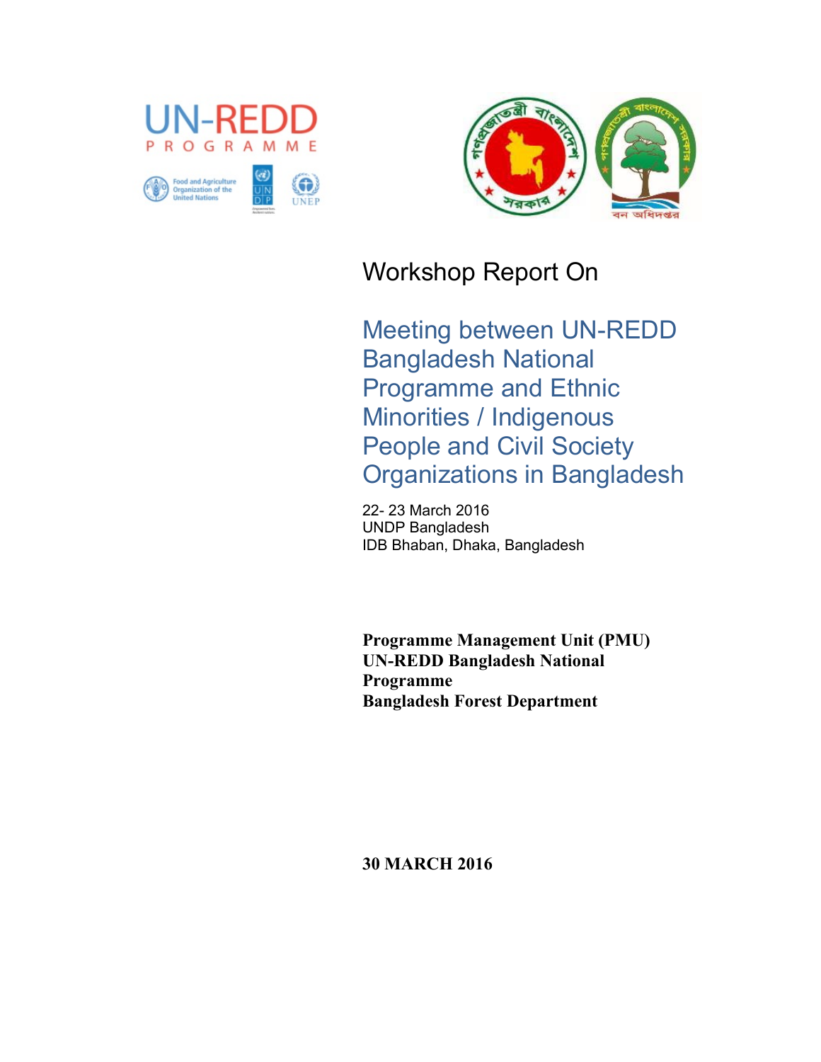UN-REDD PROGRAMME

Food and Agriculture Organization of the United Nations

UNDP

UNEP

# Workshop Report On

## Meeting between UN-REDD Bangladesh National Programme and Ethnic Minorities / Indigenous People and Civil Society Organizations in Bangladesh

22- 23 March 2016
UNDP Bangladesh
IDB Bhaban, Dhaka, Bangladesh

**Programme Management Unit (PMU)**
**UN-REDD Bangladesh National Programme**
**Bangladesh Forest Department**

**30 MARCH 2016**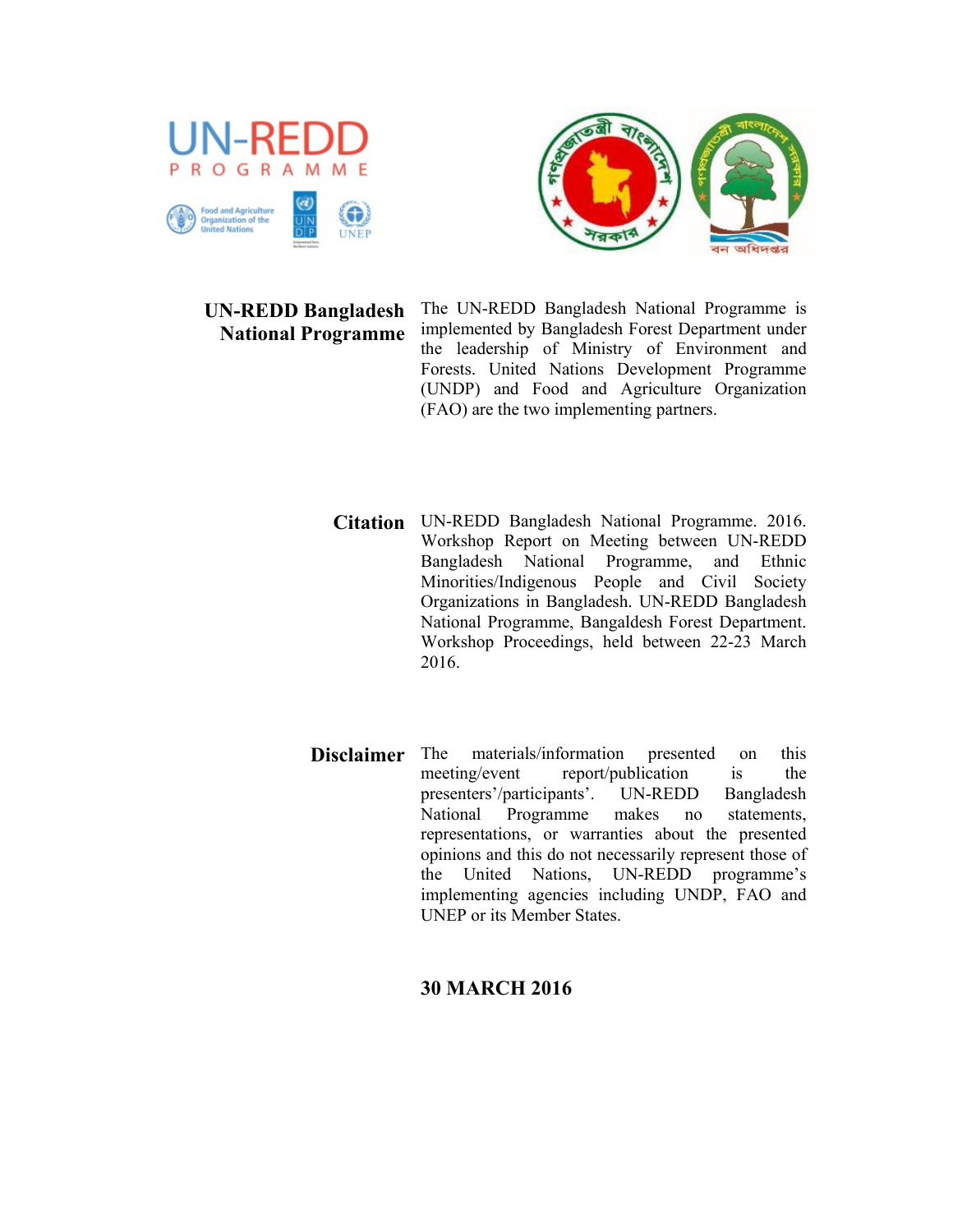**UN-REDD Bangladesh National Programme**

The UN-REDD Bangladesh National Programme is implemented by Bangladesh Forest Department under the leadership of Ministry of Environment and Forests. United Nations Development Programme (UNDP) and Food and Agriculture Organization (FAO) are the two implementing partners.

**Citation**

UN-REDD Bangladesh National Programme. 2016. Workshop Report on Meeting between UN-REDD Bangladesh National Programme, and Ethnic Minorities/Indigenous People and Civil Society Organizations in Bangladesh. UN-REDD Bangladesh National Programme, Bangaldesh Forest Department. Workshop Proceedings, held between 22-23 March 2016.

**Disclaimer**

The materials/information presented on this meeting/event report/publication is the presenters'/participants'. UN-REDD Bangladesh National Programme makes no statements, representations, or warranties about the presented opinions and this do not necessarily represent those of the United Nations, UN-REDD programme's implementing agencies including UNDP, FAO and UNEP or its Member States.

**30 MARCH 2016**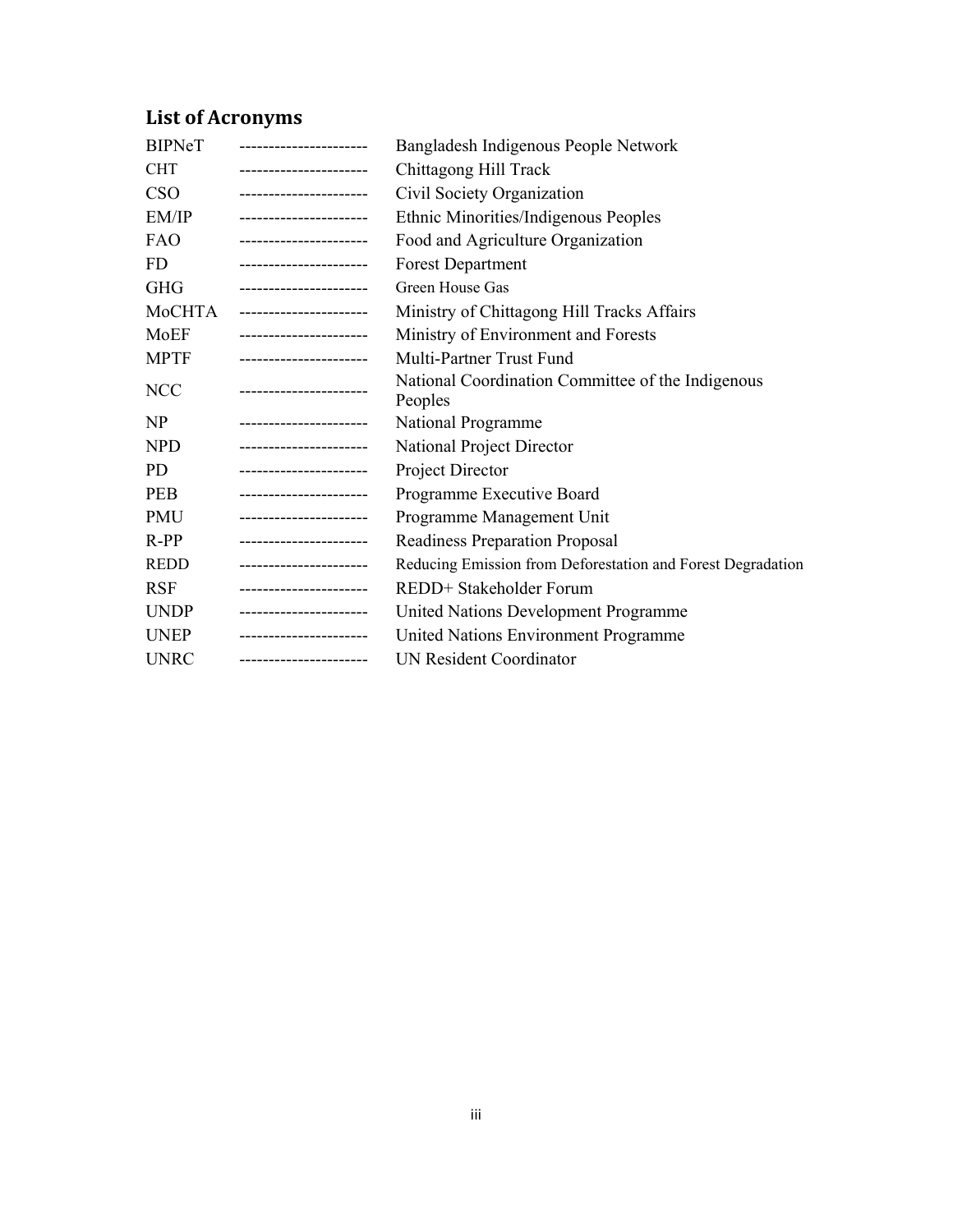## List of Acronyms

| | | |
|---|---|---|
| BIPNeT | ---------------------- | Bangladesh Indigenous People Network |
| CHT | ---------------------- | Chittagong Hill Track |
| CSO | ---------------------- | Civil Society Organization |
| EM/IP | ---------------------- | Ethnic Minorities/Indigenous Peoples |
| FAO | ---------------------- | Food and Agriculture Organization |
| FD | ---------------------- | Forest Department |
| GHG | ---------------------- | Green House Gas |
| MoCHTA | ---------------------- | Ministry of Chittagong Hill Tracks Affairs |
| MoEF | ---------------------- | Ministry of Environment and Forests |
| MPTF | ---------------------- | Multi-Partner Trust Fund |
| NCC | ---------------------- | National Coordination Committee of the Indigenous Peoples |
| NP | ---------------------- | National Programme |
| NPD | ---------------------- | National Project Director |
| PD | ---------------------- | Project Director |
| PEB | ---------------------- | Programme Executive Board |
| PMU | ---------------------- | Programme Management Unit |
| R-PP | ---------------------- | Readiness Preparation Proposal |
| REDD | ---------------------- | Reducing Emission from Deforestation and Forest Degradation |
| RSF | ---------------------- | REDD+ Stakeholder Forum |
| UNDP | ---------------------- | United Nations Development Programme |
| UNEP | ---------------------- | United Nations Environment Programme |
| UNRC | ---------------------- | UN Resident Coordinator |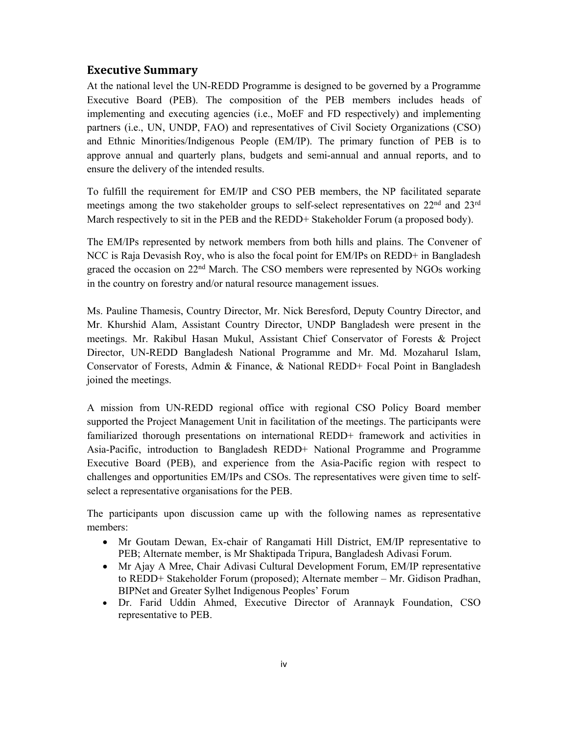## Executive Summary

At the national level the UN-REDD Programme is designed to be governed by a Programme Executive Board (PEB). The composition of the PEB members includes heads of implementing and executing agencies (i.e., MoEF and FD respectively) and implementing partners (i.e., UN, UNDP, FAO) and representatives of Civil Society Organizations (CSO) and Ethnic Minorities/Indigenous People (EM/IP). The primary function of PEB is to approve annual and quarterly plans, budgets and semi-annual and annual reports, and to ensure the delivery of the intended results.

To fulfill the requirement for EM/IP and CSO PEB members, the NP facilitated separate meetings among the two stakeholder groups to self-select representatives on 22nd and 23rd March respectively to sit in the PEB and the REDD+ Stakeholder Forum (a proposed body).

The EM/IPs represented by network members from both hills and plains. The Convener of NCC is Raja Devasish Roy, who is also the focal point for EM/IPs on REDD+ in Bangladesh graced the occasion on 22nd March. The CSO members were represented by NGOs working in the country on forestry and/or natural resource management issues.

Ms. Pauline Thamesis, Country Director, Mr. Nick Beresford, Deputy Country Director, and Mr. Khurshid Alam, Assistant Country Director, UNDP Bangladesh were present in the meetings. Mr. Rakibul Hasan Mukul, Assistant Chief Conservator of Forests & Project Director, UN-REDD Bangladesh National Programme and Mr. Md. Mozaharul Islam, Conservator of Forests, Admin & Finance, & National REDD+ Focal Point in Bangladesh joined the meetings.

A mission from UN-REDD regional office with regional CSO Policy Board member supported the Project Management Unit in facilitation of the meetings. The participants were familiarized thorough presentations on international REDD+ framework and activities in Asia-Pacific, introduction to Bangladesh REDD+ National Programme and Programme Executive Board (PEB), and experience from the Asia-Pacific region with respect to challenges and opportunities EM/IPs and CSOs. The representatives were given time to self-select a representative organisations for the PEB.

The participants upon discussion came up with the following names as representative members:

- Mr Goutam Dewan, Ex-chair of Rangamati Hill District, EM/IP representative to PEB; Alternate member, is Mr Shaktipada Tripura, Bangladesh Adivasi Forum.
- Mr Ajay A Mree, Chair Adivasi Cultural Development Forum, EM/IP representative to REDD+ Stakeholder Forum (proposed); Alternate member – Mr. Gidison Pradhan, BIPNet and Greater Sylhet Indigenous Peoples' Forum
- Dr. Farid Uddin Ahmed, Executive Director of Arannayk Foundation, CSO representative to PEB.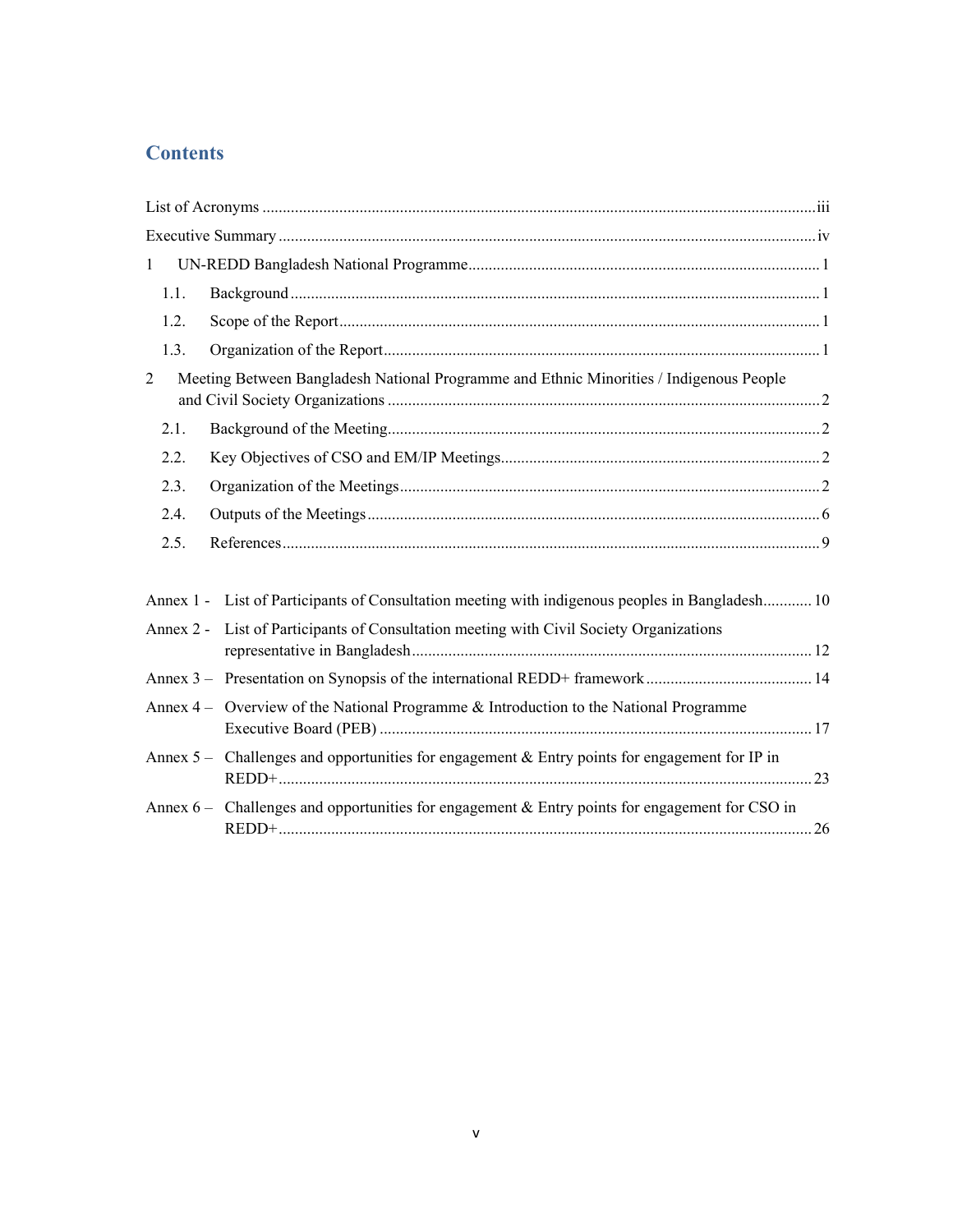# Contents

List of Acronyms ..... iii

Executive Summary ..... iv

1 UN-REDD Bangladesh National Programme ..... 1

- 1.1. Background ..... 1
- 1.2. Scope of the Report ..... 1
- 1.3. Organization of the Report ..... 1

2 Meeting Between Bangladesh National Programme and Ethnic Minorities / Indigenous People and Civil Society Organizations ..... 2

- 2.1. Background of the Meeting ..... 2
- 2.2. Key Objectives of CSO and EM/IP Meetings ..... 2
- 2.3. Organization of the Meetings ..... 2
- 2.4. Outputs of the Meetings ..... 6
- 2.5. References ..... 9

Annex 1 - List of Participants of Consultation meeting with indigenous peoples in Bangladesh ..... 10

Annex 2 - List of Participants of Consultation meeting with Civil Society Organizations representative in Bangladesh ..... 12

Annex 3 – Presentation on Synopsis of the international REDD+ framework ..... 14

Annex 4 – Overview of the National Programme & Introduction to the National Programme Executive Board (PEB) ..... 17

Annex 5 – Challenges and opportunities for engagement & Entry points for engagement for IP in REDD+ ..... 23

Annex 6 – Challenges and opportunities for engagement & Entry points for engagement for CSO in REDD+ ..... 26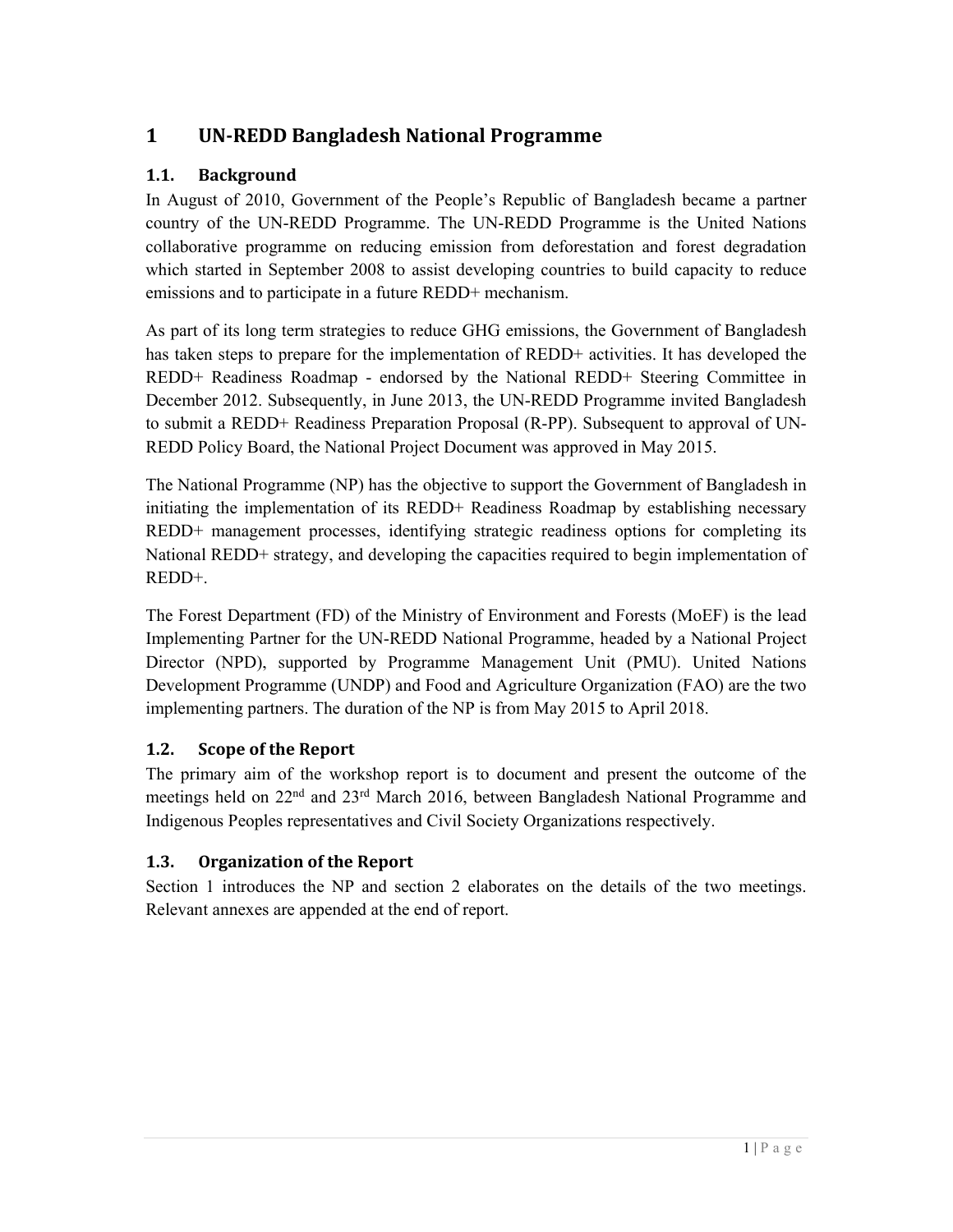# 1 UN-REDD Bangladesh National Programme

## 1.1. Background

In August of 2010, Government of the People's Republic of Bangladesh became a partner country of the UN-REDD Programme. The UN-REDD Programme is the United Nations collaborative programme on reducing emission from deforestation and forest degradation which started in September 2008 to assist developing countries to build capacity to reduce emissions and to participate in a future REDD+ mechanism.

As part of its long term strategies to reduce GHG emissions, the Government of Bangladesh has taken steps to prepare for the implementation of REDD+ activities. It has developed the REDD+ Readiness Roadmap - endorsed by the National REDD+ Steering Committee in December 2012. Subsequently, in June 2013, the UN-REDD Programme invited Bangladesh to submit a REDD+ Readiness Preparation Proposal (R-PP). Subsequent to approval of UN-REDD Policy Board, the National Project Document was approved in May 2015.

The National Programme (NP) has the objective to support the Government of Bangladesh in initiating the implementation of its REDD+ Readiness Roadmap by establishing necessary REDD+ management processes, identifying strategic readiness options for completing its National REDD+ strategy, and developing the capacities required to begin implementation of REDD+.

The Forest Department (FD) of the Ministry of Environment and Forests (MoEF) is the lead Implementing Partner for the UN-REDD National Programme, headed by a National Project Director (NPD), supported by Programme Management Unit (PMU). United Nations Development Programme (UNDP) and Food and Agriculture Organization (FAO) are the two implementing partners. The duration of the NP is from May 2015 to April 2018.

## 1.2. Scope of the Report

The primary aim of the workshop report is to document and present the outcome of the meetings held on 22nd and 23rd March 2016, between Bangladesh National Programme and Indigenous Peoples representatives and Civil Society Organizations respectively.

## 1.3. Organization of the Report

Section 1 introduces the NP and section 2 elaborates on the details of the two meetings. Relevant annexes are appended at the end of report.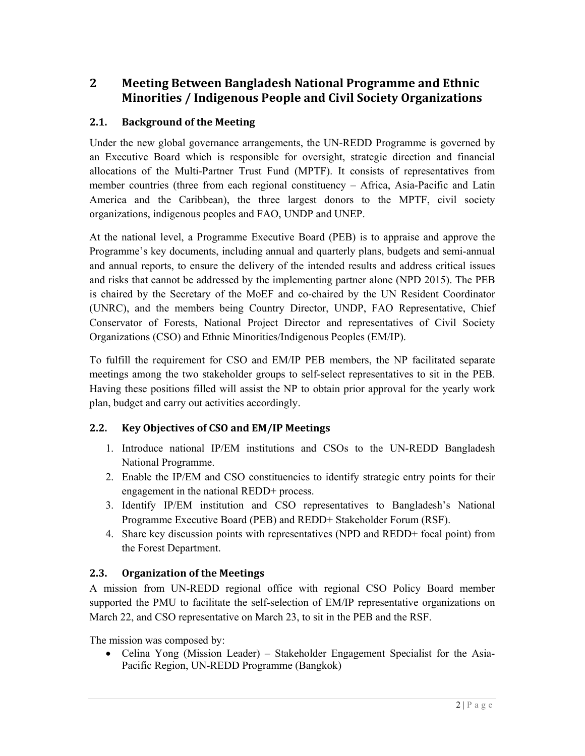## 2 Meeting Between Bangladesh National Programme and Ethnic Minorities / Indigenous People and Civil Society Organizations

### 2.1. Background of the Meeting

Under the new global governance arrangements, the UN-REDD Programme is governed by an Executive Board which is responsible for oversight, strategic direction and financial allocations of the Multi-Partner Trust Fund (MPTF). It consists of representatives from member countries (three from each regional constituency – Africa, Asia-Pacific and Latin America and the Caribbean), the three largest donors to the MPTF, civil society organizations, indigenous peoples and FAO, UNDP and UNEP.

At the national level, a Programme Executive Board (PEB) is to appraise and approve the Programme's key documents, including annual and quarterly plans, budgets and semi-annual and annual reports, to ensure the delivery of the intended results and address critical issues and risks that cannot be addressed by the implementing partner alone (NPD 2015). The PEB is chaired by the Secretary of the MoEF and co-chaired by the UN Resident Coordinator (UNRC), and the members being Country Director, UNDP, FAO Representative, Chief Conservator of Forests, National Project Director and representatives of Civil Society Organizations (CSO) and Ethnic Minorities/Indigenous Peoples (EM/IP).

To fulfill the requirement for CSO and EM/IP PEB members, the NP facilitated separate meetings among the two stakeholder groups to self-select representatives to sit in the PEB. Having these positions filled will assist the NP to obtain prior approval for the yearly work plan, budget and carry out activities accordingly.

### 2.2. Key Objectives of CSO and EM/IP Meetings

1. Introduce national IP/EM institutions and CSOs to the UN-REDD Bangladesh National Programme.
2. Enable the IP/EM and CSO constituencies to identify strategic entry points for their engagement in the national REDD+ process.
3. Identify IP/EM institution and CSO representatives to Bangladesh's National Programme Executive Board (PEB) and REDD+ Stakeholder Forum (RSF).
4. Share key discussion points with representatives (NPD and REDD+ focal point) from the Forest Department.

### 2.3. Organization of the Meetings

A mission from UN-REDD regional office with regional CSO Policy Board member supported the PMU to facilitate the self-selection of EM/IP representative organizations on March 22, and CSO representative on March 23, to sit in the PEB and the RSF.

The mission was composed by:

- Celina Yong (Mission Leader) – Stakeholder Engagement Specialist for the Asia-Pacific Region, UN-REDD Programme (Bangkok)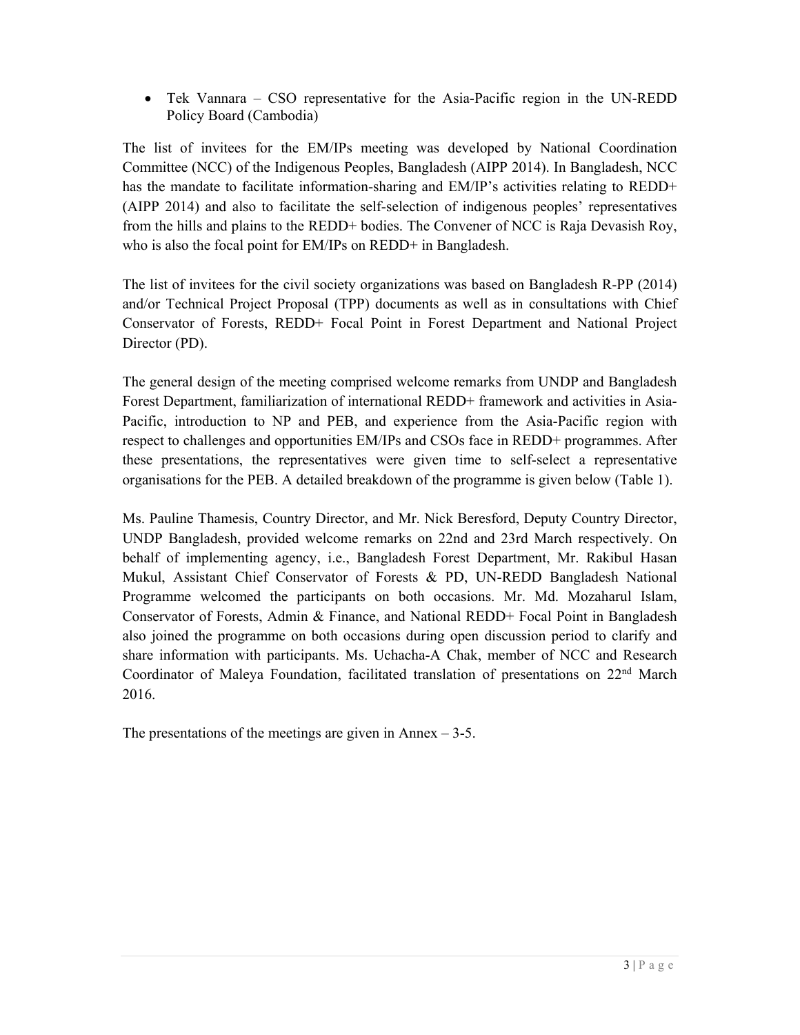- Tek Vannara – CSO representative for the Asia-Pacific region in the UN-REDD Policy Board (Cambodia)

The list of invitees for the EM/IPs meeting was developed by National Coordination Committee (NCC) of the Indigenous Peoples, Bangladesh (AIPP 2014). In Bangladesh, NCC has the mandate to facilitate information-sharing and EM/IP's activities relating to REDD+ (AIPP 2014) and also to facilitate the self-selection of indigenous peoples' representatives from the hills and plains to the REDD+ bodies. The Convener of NCC is Raja Devasish Roy, who is also the focal point for EM/IPs on REDD+ in Bangladesh.

The list of invitees for the civil society organizations was based on Bangladesh R-PP (2014) and/or Technical Project Proposal (TPP) documents as well as in consultations with Chief Conservator of Forests, REDD+ Focal Point in Forest Department and National Project Director (PD).

The general design of the meeting comprised welcome remarks from UNDP and Bangladesh Forest Department, familiarization of international REDD+ framework and activities in Asia-Pacific, introduction to NP and PEB, and experience from the Asia-Pacific region with respect to challenges and opportunities EM/IPs and CSOs face in REDD+ programmes. After these presentations, the representatives were given time to self-select a representative organisations for the PEB. A detailed breakdown of the programme is given below (Table 1).

Ms. Pauline Thamesis, Country Director, and Mr. Nick Beresford, Deputy Country Director, UNDP Bangladesh, provided welcome remarks on 22nd and 23rd March respectively. On behalf of implementing agency, i.e., Bangladesh Forest Department, Mr. Rakibul Hasan Mukul, Assistant Chief Conservator of Forests & PD, UN-REDD Bangladesh National Programme welcomed the participants on both occasions. Mr. Md. Mozaharul Islam, Conservator of Forests, Admin & Finance, and National REDD+ Focal Point in Bangladesh also joined the programme on both occasions during open discussion period to clarify and share information with participants. Ms. Uchacha-A Chak, member of NCC and Research Coordinator of Maleya Foundation, facilitated translation of presentations on 22nd March 2016.

The presentations of the meetings are given in Annex – 3-5.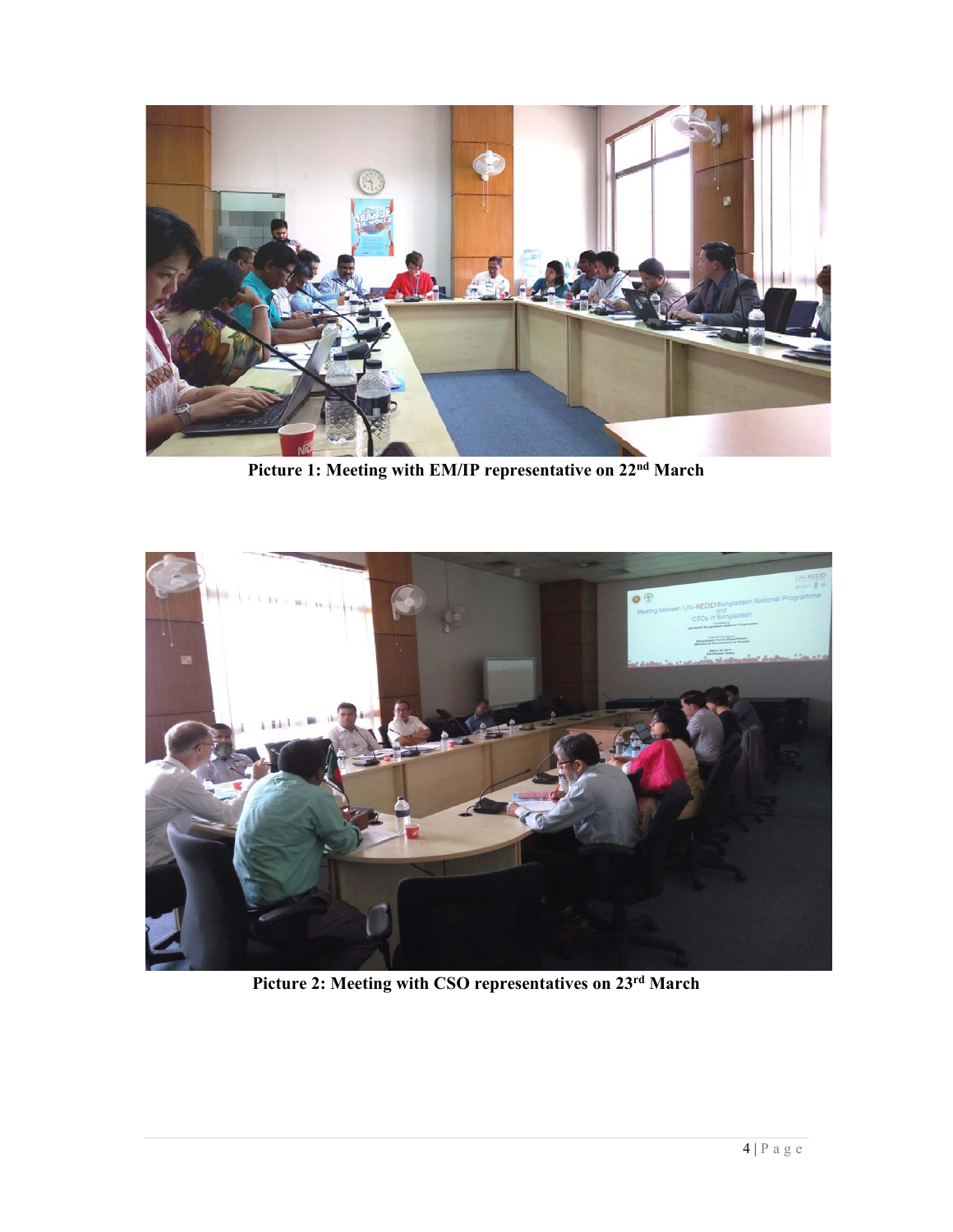**Picture 1: Meeting with EM/IP representative on 22nd March**

**Picture 2: Meeting with CSO representatives on 23rd March**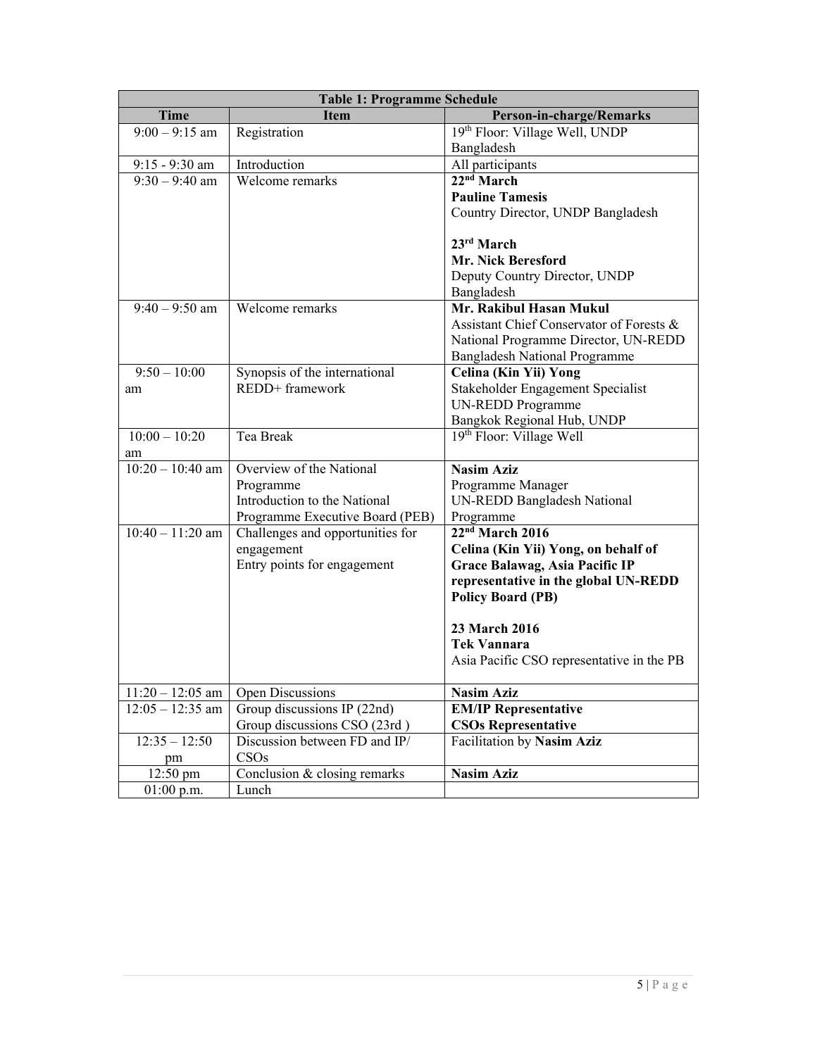| Table 1: Programme Schedule | | |
|---|---|---|
| **Time** | **Item** | **Person-in-charge/Remarks** |
| 9:00 – 9:15 am | Registration | 19th Floor: Village Well, UNDP Bangladesh |
| 9:15 - 9:30 am | Introduction | All participants |
| 9:30 – 9:40 am | Welcome remarks | **22nd March** **Pauline Tamesis** Country Director, UNDP Bangladesh<br><br>**23rd March** **Mr. Nick Beresford** Deputy Country Director, UNDP Bangladesh |
| 9:40 – 9:50 am | Welcome remarks | **Mr. Rakibul Hasan Mukul** Assistant Chief Conservator of Forests & National Programme Director, UN-REDD Bangladesh National Programme |
| 9:50 – 10:00 am | Synopsis of the international REDD+ framework | **Celina (Kin Yii) Yong** Stakeholder Engagement Specialist UN-REDD Programme Bangkok Regional Hub, UNDP |
| 10:00 – 10:20 am | Tea Break | 19th Floor: Village Well |
| 10:20 – 10:40 am | Overview of the National Programme Introduction to the National Programme Executive Board (PEB) | **Nasim Aziz** Programme Manager UN-REDD Bangladesh National Programme |
| 10:40 – 11:20 am | Challenges and opportunities for engagement Entry points for engagement | **22nd March 2016** **Celina (Kin Yii) Yong, on behalf of Grace Balawag, Asia Pacific IP representative in the global UN-REDD Policy Board (PB)**<br><br>**23 March 2016** **Tek Vannara** Asia Pacific CSO representative in the PB |
| 11:20 – 12:05 am | Open Discussions | **Nasim Aziz** |
| 12:05 – 12:35 am | Group discussions IP (22nd) Group discussions CSO (23rd ) | **EM/IP Representative** **CSOs Representative** |
| 12:35 – 12:50 pm | Discussion between FD and IP/ CSOs | Facilitation by **Nasim Aziz** |
| 12:50 pm | Conclusion & closing remarks | **Nasim Aziz** |
| 01:00 p.m. | Lunch | |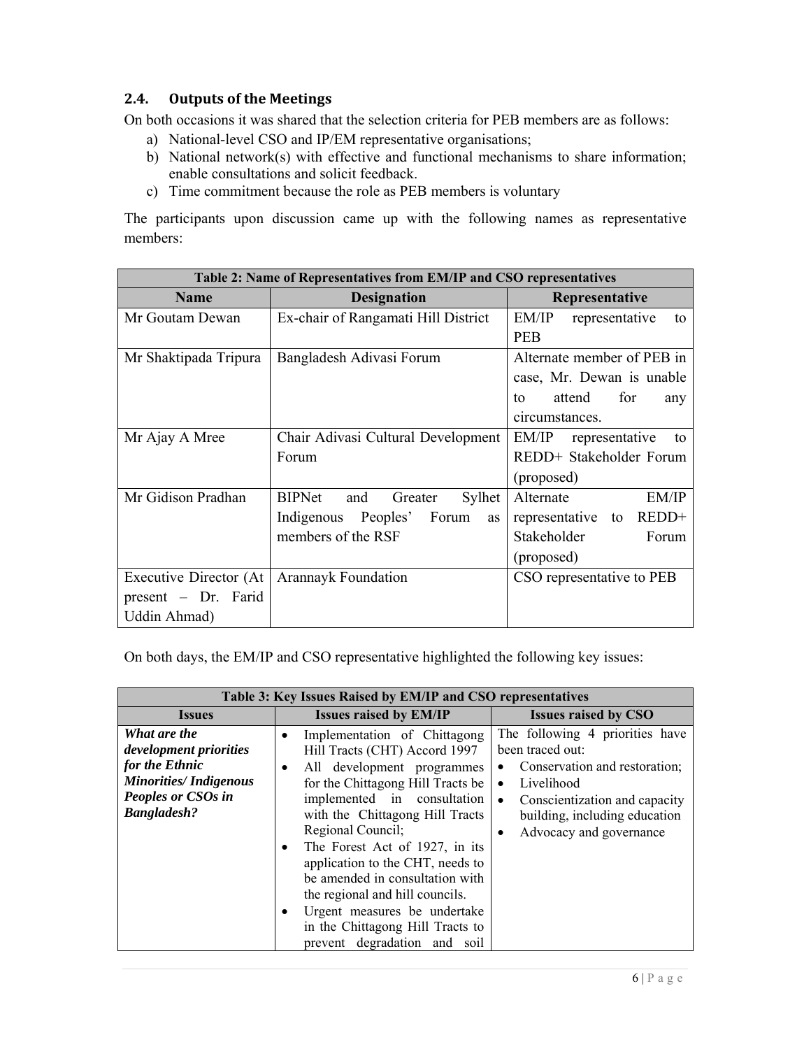## 2.4. Outputs of the Meetings

On both occasions it was shared that the selection criteria for PEB members are as follows:

a) National-level CSO and IP/EM representative organisations;
b) National network(s) with effective and functional mechanisms to share information; enable consultations and solicit feedback.
c) Time commitment because the role as PEB members is voluntary

The participants upon discussion came up with the following names as representative members:

| Table 2: Name of Representatives from EM/IP and CSO representatives | | |
|---|---|---|
| **Name** | **Designation** | **Representative** |
| Mr Goutam Dewan | Ex-chair of Rangamati Hill District | EM/IP representative to PEB |
| Mr Shaktipada Tripura | Bangladesh Adivasi Forum | Alternate member of PEB in case, Mr. Dewan is unable to attend for any circumstances. |
| Mr Ajay A Mree | Chair Adivasi Cultural Development Forum | EM/IP representative to REDD+ Stakeholder Forum (proposed) |
| Mr Gidison Pradhan | BIPNet and Greater Sylhet Indigenous Peoples' Forum as members of the RSF | Alternate EM/IP representative to REDD+ Stakeholder Forum (proposed) |
| Executive Director (At present – Dr. Farid Uddin Ahmad) | Arannayk Foundation | CSO representative to PEB |

On both days, the EM/IP and CSO representative highlighted the following key issues:

| Table 3: Key Issues Raised by EM/IP and CSO representatives | | |
|---|---|---|
| **Issues** | **Issues raised by EM/IP** | **Issues raised by CSO** |
| ***What are the development priorities for the Ethnic Minorities/ Indigenous Peoples or CSOs in Bangladesh?*** | • Implementation of Chittagong Hill Tracts (CHT) Accord 1997<br>• All development programmes for the Chittagong Hill Tracts be implemented in consultation with the Chittagong Hill Tracts Regional Council;<br>• The Forest Act of 1927, in its application to the CHT, needs to be amended in consultation with the regional and hill councils.<br>• Urgent measures be undertake in the Chittagong Hill Tracts to prevent degradation and soil | The following 4 priorities have been traced out:<br>• Conservation and restoration;<br>• Livelihood<br>• Conscientization and capacity building, including education<br>• Advocacy and governance |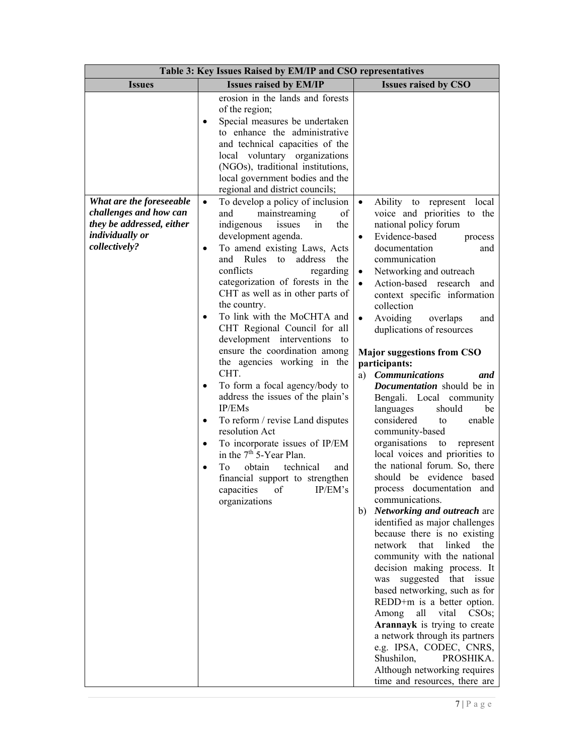| Table 3: Key Issues Raised by EM/IP and CSO representatives | | |
|---|---|---|
| **Issues** | **Issues raised by EM/IP** | **Issues raised by CSO** |
| | erosion in the lands and forests of the region;<br>• Special measures be undertaken to enhance the administrative and technical capacities of the local voluntary organizations (NGOs), traditional institutions, local government bodies and the regional and district councils; | |
| ***What are the foreseeable challenges and how can they be addressed, either individually or collectively?*** | • To develop a policy of inclusion and mainstreaming of indigenous issues in the development agenda.<br>• To amend existing Laws, Acts and Rules to address the conflicts regarding categorization of forests in the CHT as well as in other parts of the country.<br>• To link with the MoCHTA and CHT Regional Council for all development interventions to ensure the coordination among the agencies working in the CHT.<br>• To form a focal agency/body to address the issues of the plain's IP/EMs<br>• To reform / revise Land disputes resolution Act<br>• To incorporate issues of IP/EM in the 7th 5-Year Plan.<br>• To obtain technical and financial support to strengthen capacities of IP/EM's organizations | • Ability to represent local voice and priorities to the national policy forum<br>• Evidence-based process documentation and communication<br>• Networking and outreach<br>• Action-based research and context specific information collection<br>• Avoiding overlaps and duplications of resources<br><br>**Major suggestions from CSO participants:**<br>a) ***Communications and Documentation*** should be in Bengali. Local community languages should be considered to enable community-based organisations to represent local voices and priorities to the national forum. So, there should be evidence based process documentation and communications.<br>b) ***Networking and outreach*** are identified as major challenges because there is no existing network that linked the community with the national decision making process. It was suggested that issue based networking, such as for REDD+m is a better option. Among all vital CSOs; **Arannayk** is trying to create a network through its partners e.g. IPSA, CODEC, CNRS, Shushilon, PROSHIKA. Although networking requires time and resources, there are |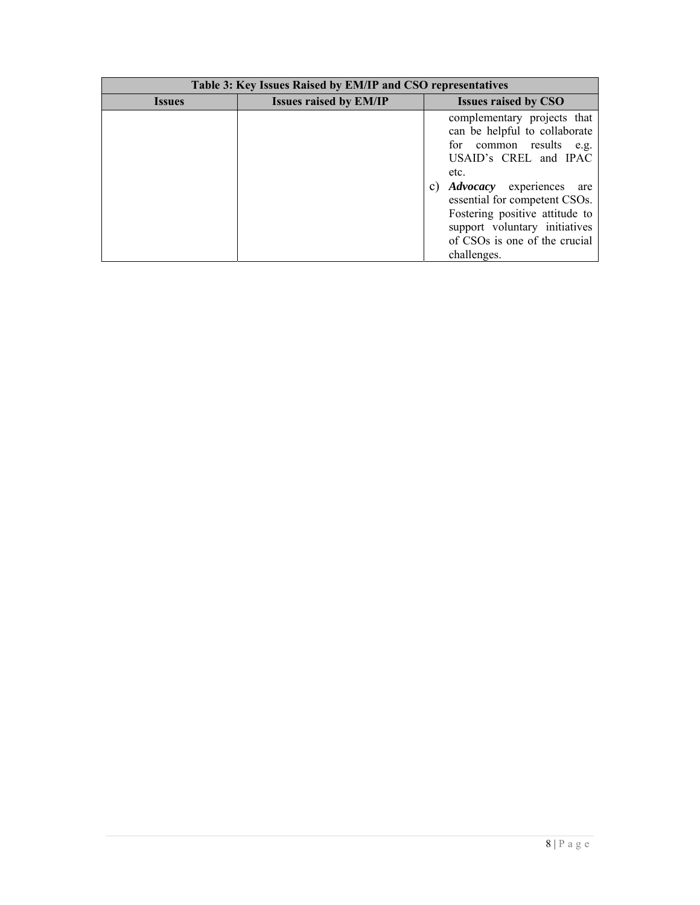| Table 3: Key Issues Raised by EM/IP and CSO representatives | | |
|---|---|---|
| **Issues** | **Issues raised by EM/IP** | **Issues raised by CSO** |
| | | complementary projects that can be helpful to collaborate for common results e.g. USAID's CREL and IPAC etc.<br>c) ***Advocacy*** experiences are essential for competent CSOs. Fostering positive attitude to support voluntary initiatives of CSOs is one of the crucial challenges. |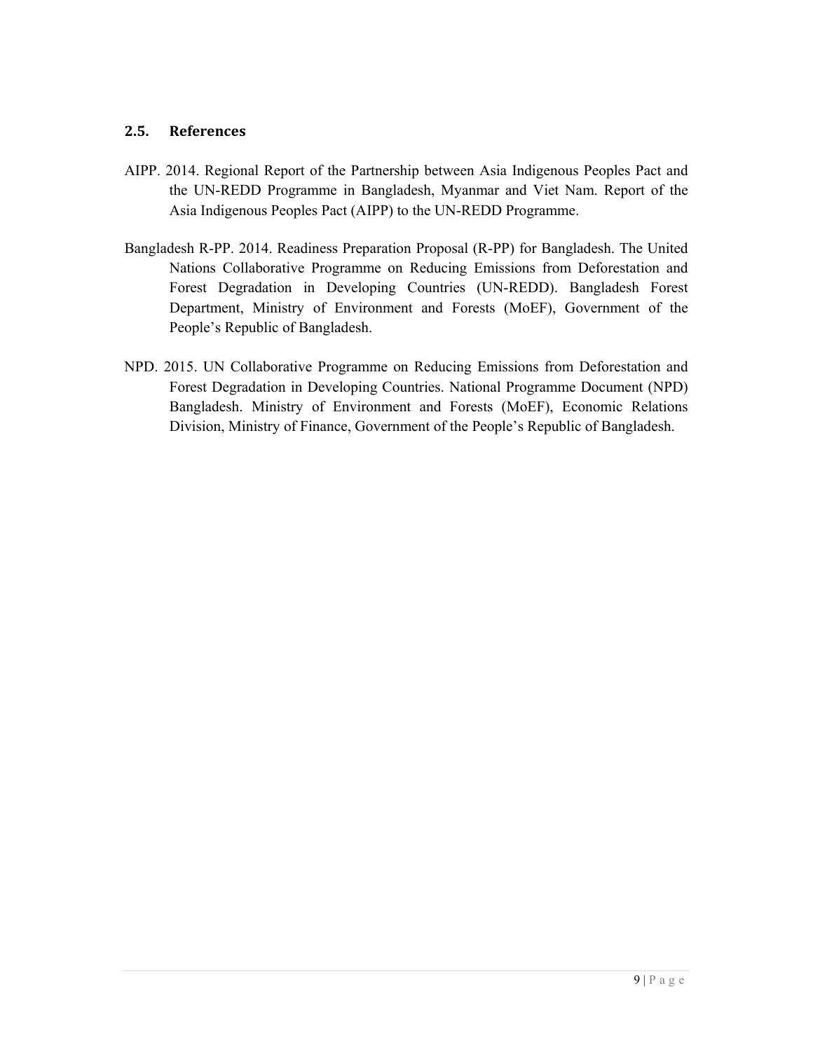## 2.5. References

AIPP. 2014. Regional Report of the Partnership between Asia Indigenous Peoples Pact and the UN-REDD Programme in Bangladesh, Myanmar and Viet Nam. Report of the Asia Indigenous Peoples Pact (AIPP) to the UN-REDD Programme.

Bangladesh R-PP. 2014. Readiness Preparation Proposal (R-PP) for Bangladesh. The United Nations Collaborative Programme on Reducing Emissions from Deforestation and Forest Degradation in Developing Countries (UN-REDD). Bangladesh Forest Department, Ministry of Environment and Forests (MoEF), Government of the People's Republic of Bangladesh.

NPD. 2015. UN Collaborative Programme on Reducing Emissions from Deforestation and Forest Degradation in Developing Countries. National Programme Document (NPD) Bangladesh. Ministry of Environment and Forests (MoEF), Economic Relations Division, Ministry of Finance, Government of the People's Republic of Bangladesh.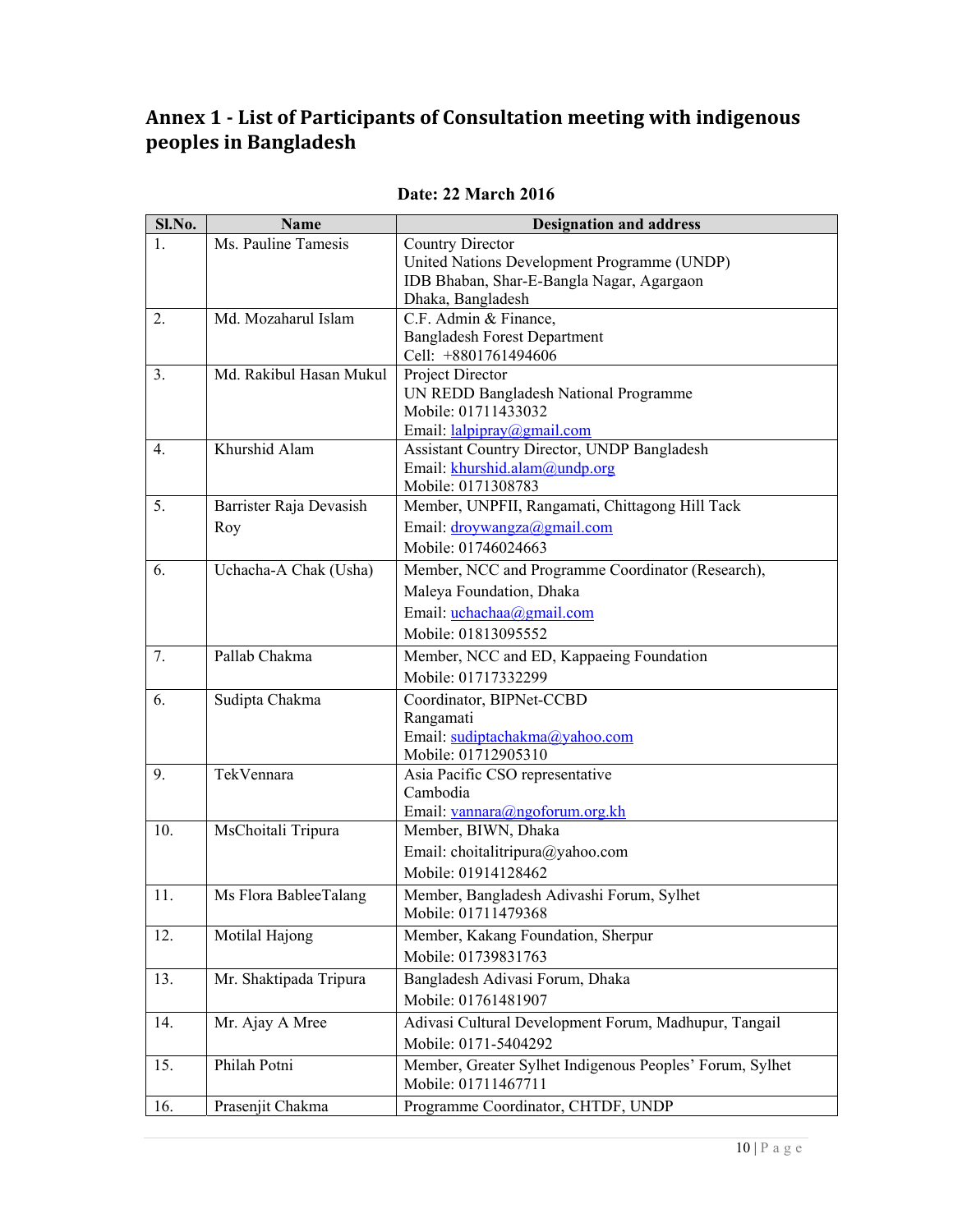## Annex 1 - List of Participants of Consultation meeting with indigenous peoples in Bangladesh

**Date: 22 March 2016**

| Sl.No. | Name | Designation and address |
|---|---|---|
| 1. | Ms. Pauline Tamesis | Country Director<br>United Nations Development Programme (UNDP)<br>IDB Bhaban, Shar-E-Bangla Nagar, Agargaon<br>Dhaka, Bangladesh |
| 2. | Md. Mozaharul Islam | C.F. Admin & Finance,<br>Bangladesh Forest Department<br>Cell: +8801761494606 |
| 3. | Md. Rakibul Hasan Mukul | Project Director<br>UN REDD Bangladesh National Programme<br>Mobile: 01711433032<br>Email: lalpipray@gmail.com |
| 4. | Khurshid Alam | Assistant Country Director, UNDP Bangladesh<br>Email: khurshid.alam@undp.org<br>Mobile: 0171308783 |
| 5. | Barrister Raja Devasish Roy | Member, UNPFII, Rangamati, Chittagong Hill Tack<br>Email: droywangza@gmail.com<br>Mobile: 01746024663 |
| 6. | Uchacha-A Chak (Usha) | Member, NCC and Programme Coordinator (Research),<br>Maleya Foundation, Dhaka<br>Email: uchachaa@gmail.com<br>Mobile: 01813095552 |
| 7. | Pallab Chakma | Member, NCC and ED, Kappaeing Foundation<br>Mobile: 01717332299 |
| 6. | Sudipta Chakma | Coordinator, BIPNet-CCBD<br>Rangamati<br>Email: sudiptachakma@yahoo.com<br>Mobile: 01712905310 |
| 9. | TekVennara | Asia Pacific CSO representative<br>Cambodia<br>Email: vannara@ngoforum.org.kh |
| 10. | MsChoitali Tripura | Member, BIWN, Dhaka<br>Email: choitalitripura@yahoo.com<br>Mobile: 01914128462 |
| 11. | Ms Flora BableeTalang | Member, Bangladesh Adivashi Forum, Sylhet<br>Mobile: 01711479368 |
| 12. | Motilal Hajong | Member, Kakang Foundation, Sherpur<br>Mobile: 01739831763 |
| 13. | Mr. Shaktipada Tripura | Bangladesh Adivasi Forum, Dhaka<br>Mobile: 01761481907 |
| 14. | Mr. Ajay A Mree | Adivasi Cultural Development Forum, Madhupur, Tangail<br>Mobile: 0171-5404292 |
| 15. | Philah Potni | Member, Greater Sylhet Indigenous Peoples' Forum, Sylhet<br>Mobile: 01711467711 |
| 16. | Prasenjit Chakma | Programme Coordinator, CHTDF, UNDP |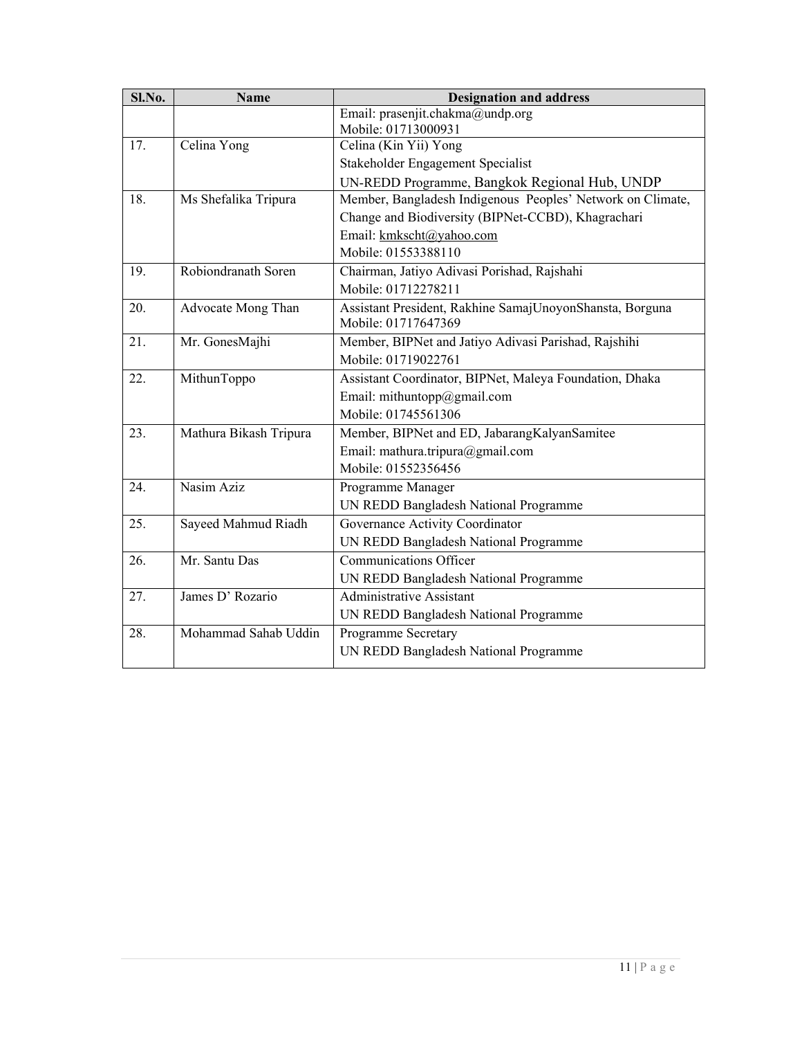| Sl.No. | Name | Designation and address |
| --- | --- | --- |
| | | Email: prasenjit.chakma@undp.org<br>Mobile: 01713000931 |
| 17. | Celina Yong | Celina (Kin Yii) Yong<br>Stakeholder Engagement Specialist<br>UN-REDD Programme, Bangkok Regional Hub, UNDP |
| 18. | Ms Shefalika Tripura | Member, Bangladesh Indigenous Peoples' Network on Climate, Change and Biodiversity (BIPNet-CCBD), Khagrachari<br>Email: kmkscht@yahoo.com<br>Mobile: 01553388110 |
| 19. | Robiondranath Soren | Chairman, Jatiyo Adivasi Porishad, Rajshahi<br>Mobile: 01712278211 |
| 20. | Advocate Mong Than | Assistant President, Rakhine SamajUnoyonShansta, Borguna<br>Mobile: 01717647369 |
| 21. | Mr. GonesMajhi | Member, BIPNet and Jatiyo Adivasi Parishad, Rajshihi<br>Mobile: 01719022761 |
| 22. | MithunToppo | Assistant Coordinator, BIPNet, Maleya Foundation, Dhaka<br>Email: mithuntopp@gmail.com<br>Mobile: 01745561306 |
| 23. | Mathura Bikash Tripura | Member, BIPNet and ED, JabarangKalyanSamitee<br>Email: mathura.tripura@gmail.com<br>Mobile: 01552356456 |
| 24. | Nasim Aziz | Programme Manager<br>UN REDD Bangladesh National Programme |
| 25. | Sayeed Mahmud Riadh | Governance Activity Coordinator<br>UN REDD Bangladesh National Programme |
| 26. | Mr. Santu Das | Communications Officer<br>UN REDD Bangladesh National Programme |
| 27. | James D' Rozario | Administrative Assistant<br>UN REDD Bangladesh National Programme |
| 28. | Mohammad Sahab Uddin | Programme Secretary<br>UN REDD Bangladesh National Programme |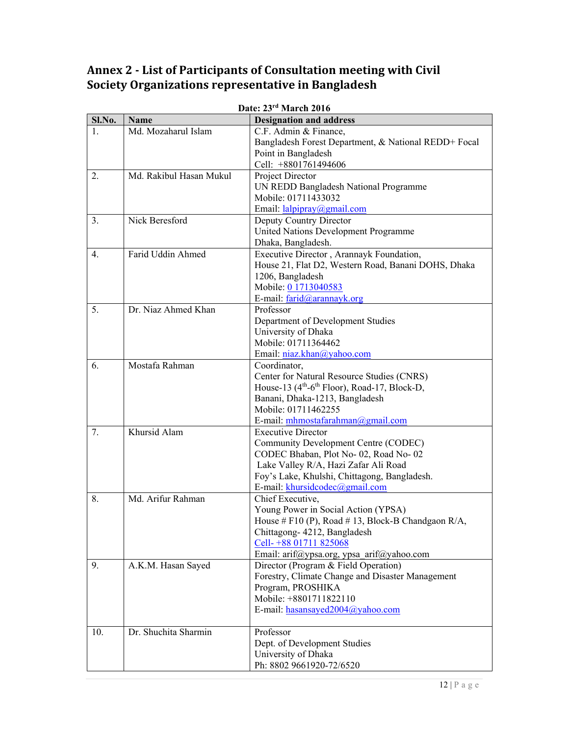## Annex 2 - List of Participants of Consultation meeting with Civil Society Organizations representative in Bangladesh

**Date: 23rd March 2016**

| Sl.No. | Name | Designation and address |
|---|---|---|
| 1. | Md. Mozaharul Islam | C.F. Admin & Finance,<br>Bangladesh Forest Department, & National REDD+ Focal Point in Bangladesh<br>Cell: +8801761494606 |
| 2. | Md. Rakibul Hasan Mukul | Project Director<br>UN REDD Bangladesh National Programme<br>Mobile: 01711433032<br>Email: lalpipray@gmail.com |
| 3. | Nick Beresford | Deputy Country Director<br>United Nations Development Programme<br>Dhaka, Bangladesh. |
| 4. | Farid Uddin Ahmed | Executive Director , Arannayk Foundation,<br>House 21, Flat D2, Western Road, Banani DOHS, Dhaka 1206, Bangladesh<br>Mobile: 0 1713040583<br>E-mail: farid@arannayk.org |
| 5. | Dr. Niaz Ahmed Khan | Professor<br>Department of Development Studies<br>University of Dhaka<br>Mobile: 01711364462<br>Email: niaz.khan@yahoo.com |
| 6. | Mostafa Rahman | Coordinator,<br>Center for Natural Resource Studies (CNRS)<br>House-13 (4th-6th Floor), Road-17, Block-D,<br>Banani, Dhaka-1213, Bangladesh<br>Mobile: 01711462255<br>E-mail: mhmostafarahman@gmail.com |
| 7. | Khursid Alam | Executive Director<br>Community Development Centre (CODEC)<br>CODEC Bhaban, Plot No- 02, Road No- 02<br>Lake Valley R/A, Hazi Zafar Ali Road<br>Foy's Lake, Khulshi, Chittagong, Bangladesh.<br>E-mail: khursidcodec@gmail.com |
| 8. | Md. Arifur Rahman | Chief Executive,<br>Young Power in Social Action (YPSA)<br>House # F10 (P), Road # 13, Block-B Chandgaon R/A,<br>Chittagong- 4212, Bangladesh<br>Cell- +88 01711 825068<br>Email: arif@ypsa.org, ypsa_arif@yahoo.com |
| 9. | A.K.M. Hasan Sayed | Director (Program & Field Operation)<br>Forestry, Climate Change and Disaster Management Program, PROSHIKA<br>Mobile: +8801711822110<br>E-mail: hasansayed2004@yahoo.com |
| 10. | Dr. Shuchita Sharmin | Professor<br>Dept. of Development Studies<br>University of Dhaka<br>Ph: 8802 9661920-72/6520 |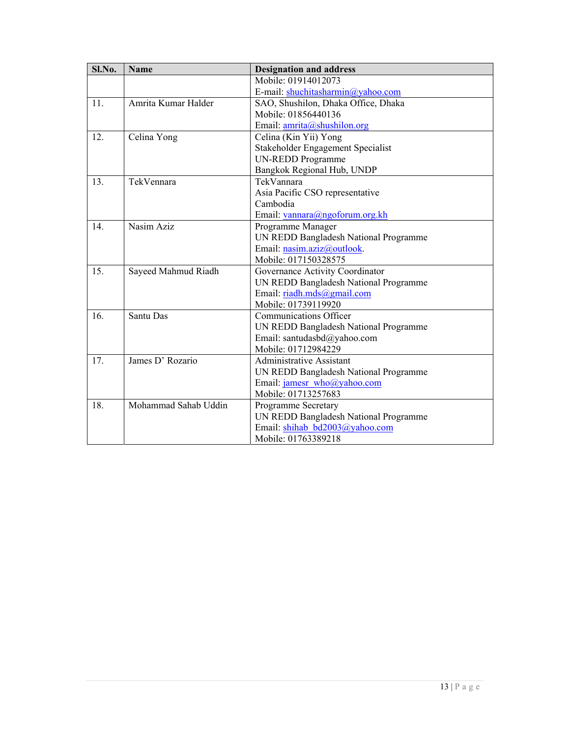| Sl.No. | Name | Designation and address |
|---|---|---|
| | | Mobile: 01914012073<br>E-mail: shuchitasharmin@yahoo.com |
| 11. | Amrita Kumar Halder | SAO, Shushilon, Dhaka Office, Dhaka<br>Mobile: 01856440136<br>Email: amrita@shushilon.org |
| 12. | Celina Yong | Celina (Kin Yii) Yong<br>Stakeholder Engagement Specialist<br>UN-REDD Programme<br>Bangkok Regional Hub, UNDP |
| 13. | TekVennara | TekVannara<br>Asia Pacific CSO representative<br>Cambodia<br>Email: vannara@ngoforum.org.kh |
| 14. | Nasim Aziz | Programme Manager<br>UN REDD Bangladesh National Programme<br>Email: nasim.aziz@outlook.<br>Mobile: 017150328575 |
| 15. | Sayeed Mahmud Riadh | Governance Activity Coordinator<br>UN REDD Bangladesh National Programme<br>Email: riadh.mds@gmail.com<br>Mobile: 01739119920 |
| 16. | Santu Das | Communications Officer<br>UN REDD Bangladesh National Programme<br>Email: santudasbd@yahoo.com<br>Mobile: 01712984229 |
| 17. | James D' Rozario | Administrative Assistant<br>UN REDD Bangladesh National Programme<br>Email: jamesr_who@yahoo.com<br>Mobile: 01713257683 |
| 18. | Mohammad Sahab Uddin | Programme Secretary<br>UN REDD Bangladesh National Programme<br>Email: shihab_bd2003@yahoo.com<br>Mobile: 01763389218 |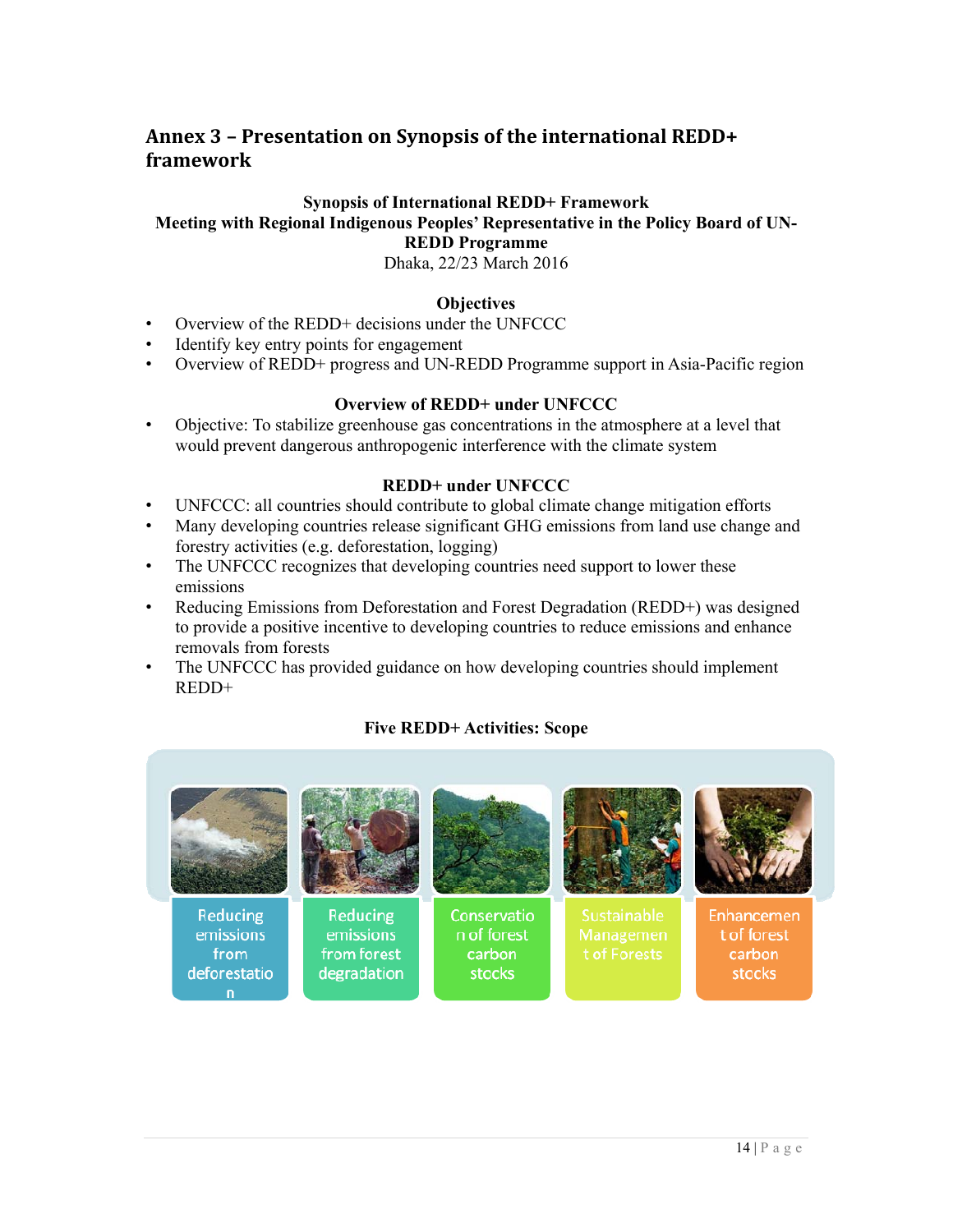## Annex 3 – Presentation on Synopsis of the international REDD+ framework

**Synopsis of International REDD+ Framework**
**Meeting with Regional Indigenous Peoples' Representative in the Policy Board of UN-REDD Programme**
Dhaka, 22/23 March 2016

**Objectives**

- Overview of the REDD+ decisions under the UNFCCC
- Identify key entry points for engagement
- Overview of REDD+ progress and UN-REDD Programme support in Asia-Pacific region

**Overview of REDD+ under UNFCCC**

- Objective: To stabilize greenhouse gas concentrations in the atmosphere at a level that would prevent dangerous anthropogenic interference with the climate system

**REDD+ under UNFCCC**

- UNFCCC: all countries should contribute to global climate change mitigation efforts
- Many developing countries release significant GHG emissions from land use change and forestry activities (e.g. deforestation, logging)
- The UNFCCC recognizes that developing countries need support to lower these emissions
- Reducing Emissions from Deforestation and Forest Degradation (REDD+) was designed to provide a positive incentive to developing countries to reduce emissions and enhance removals from forests
- The UNFCCC has provided guidance on how developing countries should implement REDD+

**Five REDD+ Activities: Scope**

Reducing emissions from deforestation | Reducing emissions from forest degradation | Conservation of forest carbon stocks | Sustainable Management of Forests | Enhancement of forest carbon stocks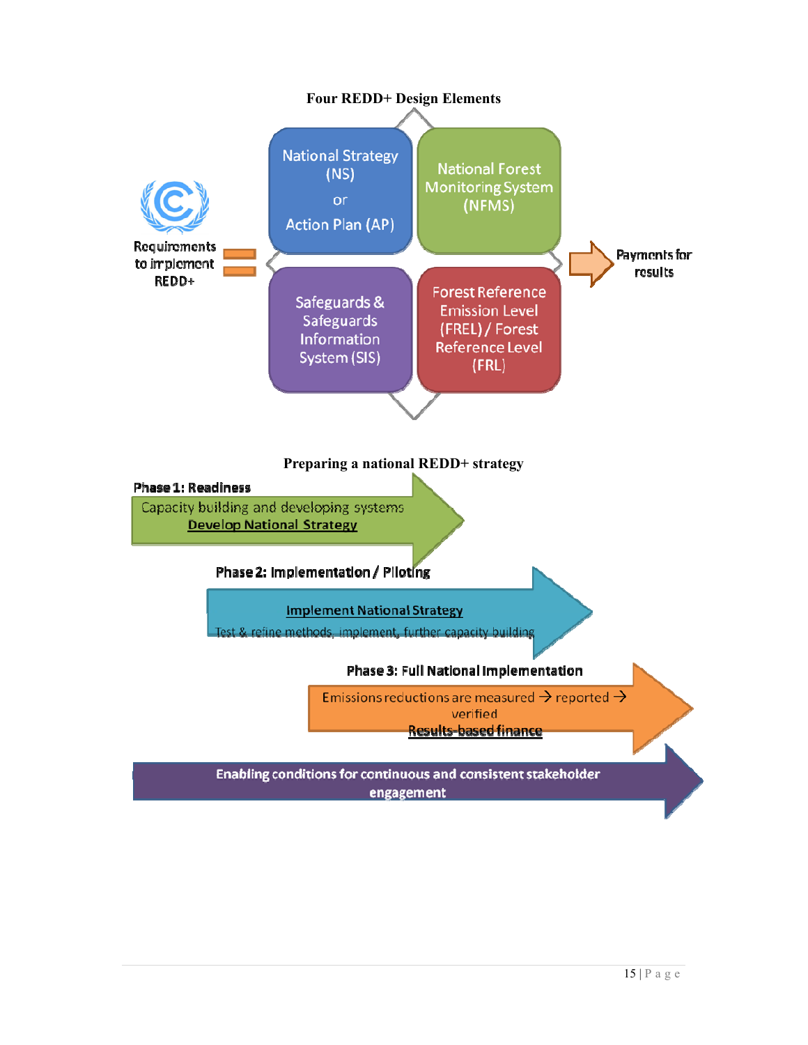**Four REDD+ Design Elements**

Requirements to implement REDD+ =

National Strategy (NS) or Action Plan (AP)

National Forest Monitoring System (NFMS)

Safeguards & Safeguards Information System (SIS)

Forest Reference Emission Level (FREL) / Forest Reference Level (FRL)

→ Payments for results

**Preparing a national REDD+ strategy**

**Phase 1: Readiness**

Capacity building and developing systems

Develop National Strategy

**Phase 2: Implementation / Piloting**

Implement National Strategy

Test & refine methods, implement, further capacity building

**Phase 3: Full National Implementation**

Emissions reductions are measured → reported → verified

Results-based finance

**Enabling conditions for continuous and consistent stakeholder engagement**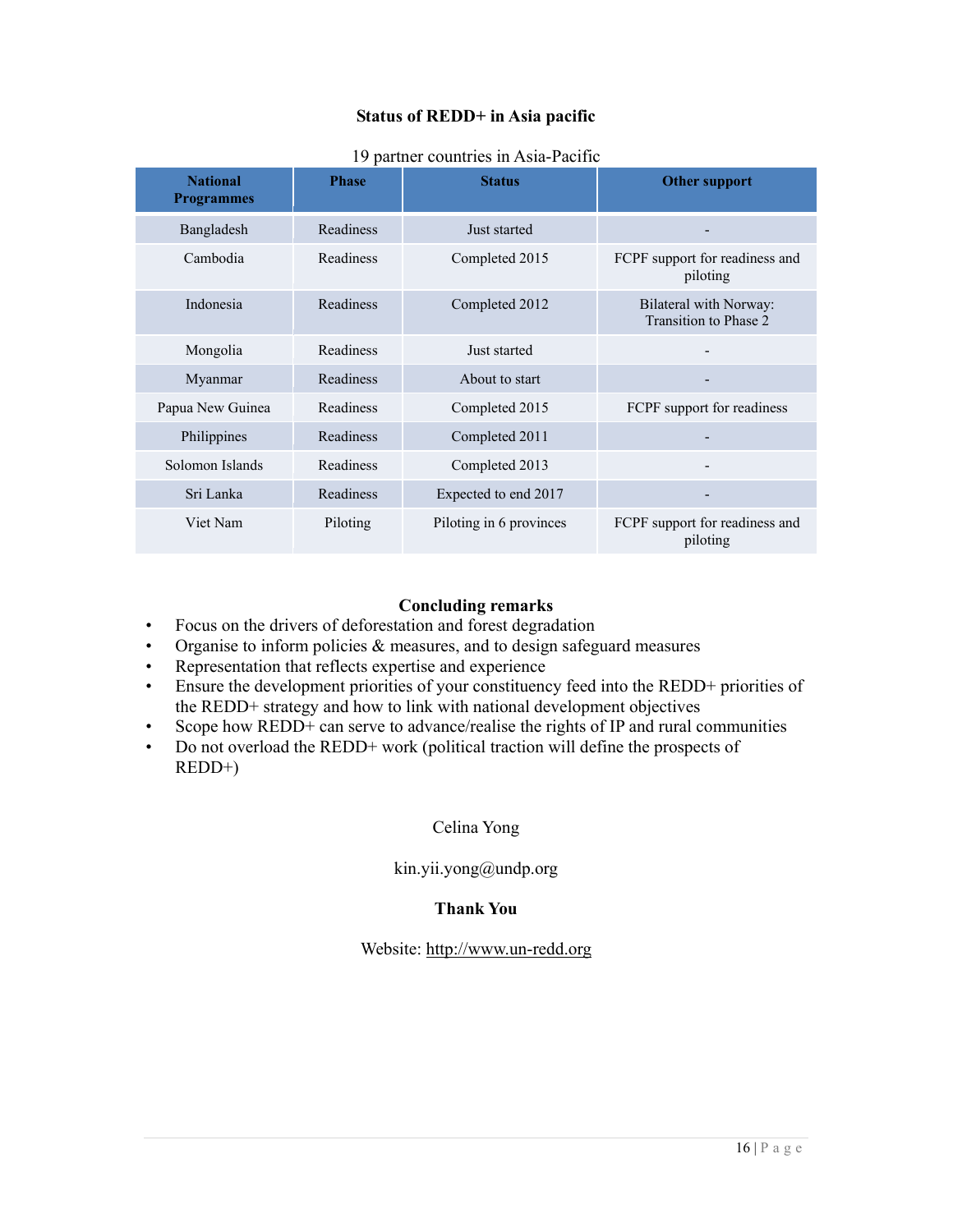### Status of REDD+ in Asia pacific

19 partner countries in Asia-Pacific

| National Programmes | Phase | Status | Other support |
|---|---|---|---|
| Bangladesh | Readiness | Just started | - |
| Cambodia | Readiness | Completed 2015 | FCPF support for readiness and piloting |
| Indonesia | Readiness | Completed 2012 | Bilateral with Norway: Transition to Phase 2 |
| Mongolia | Readiness | Just started | - |
| Myanmar | Readiness | About to start | - |
| Papua New Guinea | Readiness | Completed 2015 | FCPF support for readiness |
| Philippines | Readiness | Completed 2011 | - |
| Solomon Islands | Readiness | Completed 2013 | - |
| Sri Lanka | Readiness | Expected to end 2017 | - |
| Viet Nam | Piloting | Piloting in 6 provinces | FCPF support for readiness and piloting |

### Concluding remarks

- Focus on the drivers of deforestation and forest degradation
- Organise to inform policies & measures, and to design safeguard measures
- Representation that reflects expertise and experience
- Ensure the development priorities of your constituency feed into the REDD+ priorities of the REDD+ strategy and how to link with national development objectives
- Scope how REDD+ can serve to advance/realise the rights of IP and rural communities
- Do not overload the REDD+ work (political traction will define the prospects of REDD+)

Celina Yong

kin.yii.yong@undp.org

**Thank You**

Website: http://www.un-redd.org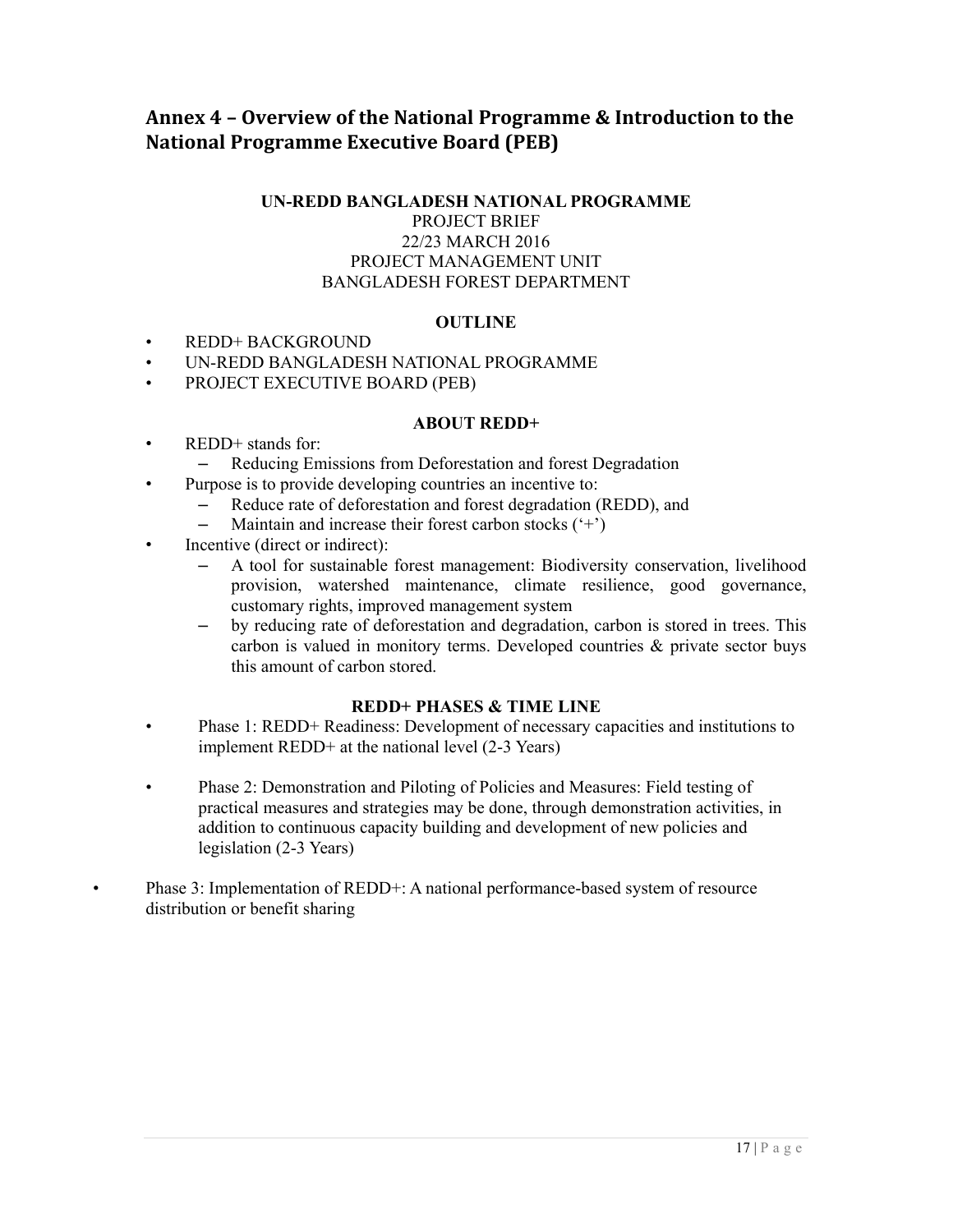## Annex 4 – Overview of the National Programme & Introduction to the National Programme Executive Board (PEB)

**UN-REDD BANGLADESH NATIONAL PROGRAMME**

PROJECT BRIEF

22/23 MARCH 2016

PROJECT MANAGEMENT UNIT

BANGLADESH FOREST DEPARTMENT

**OUTLINE**

- REDD+ BACKGROUND
- UN-REDD BANGLADESH NATIONAL PROGRAMME
- PROJECT EXECUTIVE BOARD (PEB)

**ABOUT REDD+**

- REDD+ stands for:
  - Reducing Emissions from Deforestation and forest Degradation
- Purpose is to provide developing countries an incentive to:
  - Reduce rate of deforestation and forest degradation (REDD), and
  - Maintain and increase their forest carbon stocks ('+')
- Incentive (direct or indirect):
  - A tool for sustainable forest management: Biodiversity conservation, livelihood provision, watershed maintenance, climate resilience, good governance, customary rights, improved management system
  - by reducing rate of deforestation and degradation, carbon is stored in trees. This carbon is valued in monitory terms. Developed countries & private sector buys this amount of carbon stored.

**REDD+ PHASES & TIME LINE**

- Phase 1: REDD+ Readiness: Development of necessary capacities and institutions to implement REDD+ at the national level (2-3 Years)
- Phase 2: Demonstration and Piloting of Policies and Measures: Field testing of practical measures and strategies may be done, through demonstration activities, in addition to continuous capacity building and development of new policies and legislation (2-3 Years)
- Phase 3: Implementation of REDD+: A national performance-based system of resource distribution or benefit sharing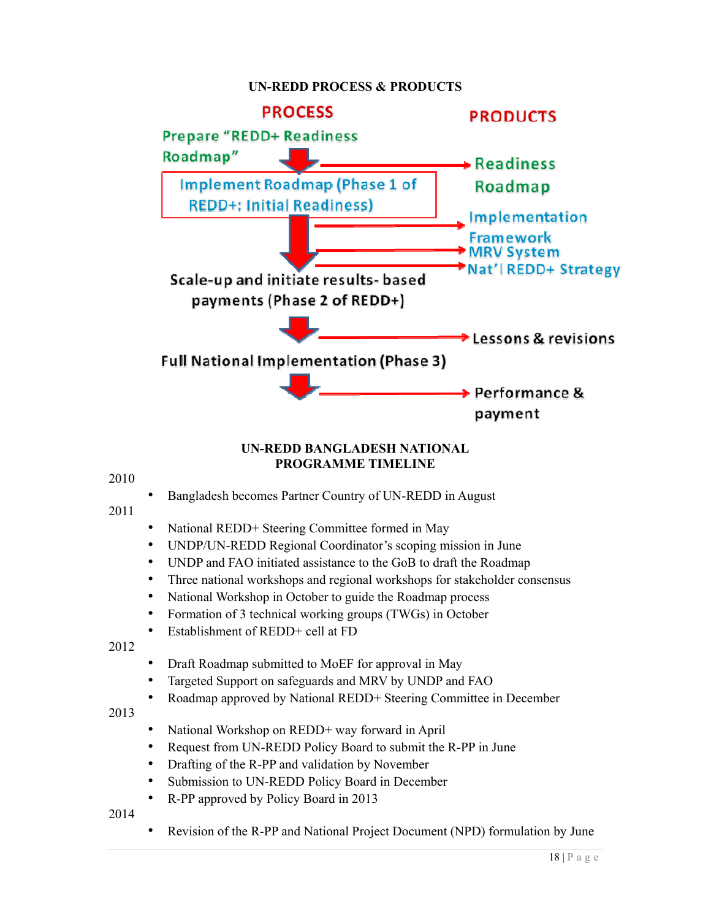**UN-REDD PROCESS & PRODUCTS**

| PROCESS | PRODUCTS |
| --- | --- |
| Prepare "REDD+ Readiness Roadmap" | Readiness Roadmap |
| Implement Roadmap (Phase 1 of REDD+: Initial Readiness) | Implementation Framework; MRV System; Nat'l REDD+ Strategy |
| Scale-up and initiate results- based payments (Phase 2 of REDD+) | Lessons & revisions |
| Full National Implementation (Phase 3) | Performance & payment |

**UN-REDD BANGLADESH NATIONAL PROGRAMME TIMELINE**

2010

- Bangladesh becomes Partner Country of UN-REDD in August

2011

- National REDD+ Steering Committee formed in May
- UNDP/UN-REDD Regional Coordinator's scoping mission in June
- UNDP and FAO initiated assistance to the GoB to draft the Roadmap
- Three national workshops and regional workshops for stakeholder consensus
- National Workshop in October to guide the Roadmap process
- Formation of 3 technical working groups (TWGs) in October
- Establishment of REDD+ cell at FD

2012

- Draft Roadmap submitted to MoEF for approval in May
- Targeted Support on safeguards and MRV by UNDP and FAO
- Roadmap approved by National REDD+ Steering Committee in December

2013

- National Workshop on REDD+ way forward in April
- Request from UN-REDD Policy Board to submit the R-PP in June
- Drafting of the R-PP and validation by November
- Submission to UN-REDD Policy Board in December
- R-PP approved by Policy Board in 2013

2014

- Revision of the R-PP and National Project Document (NPD) formulation by June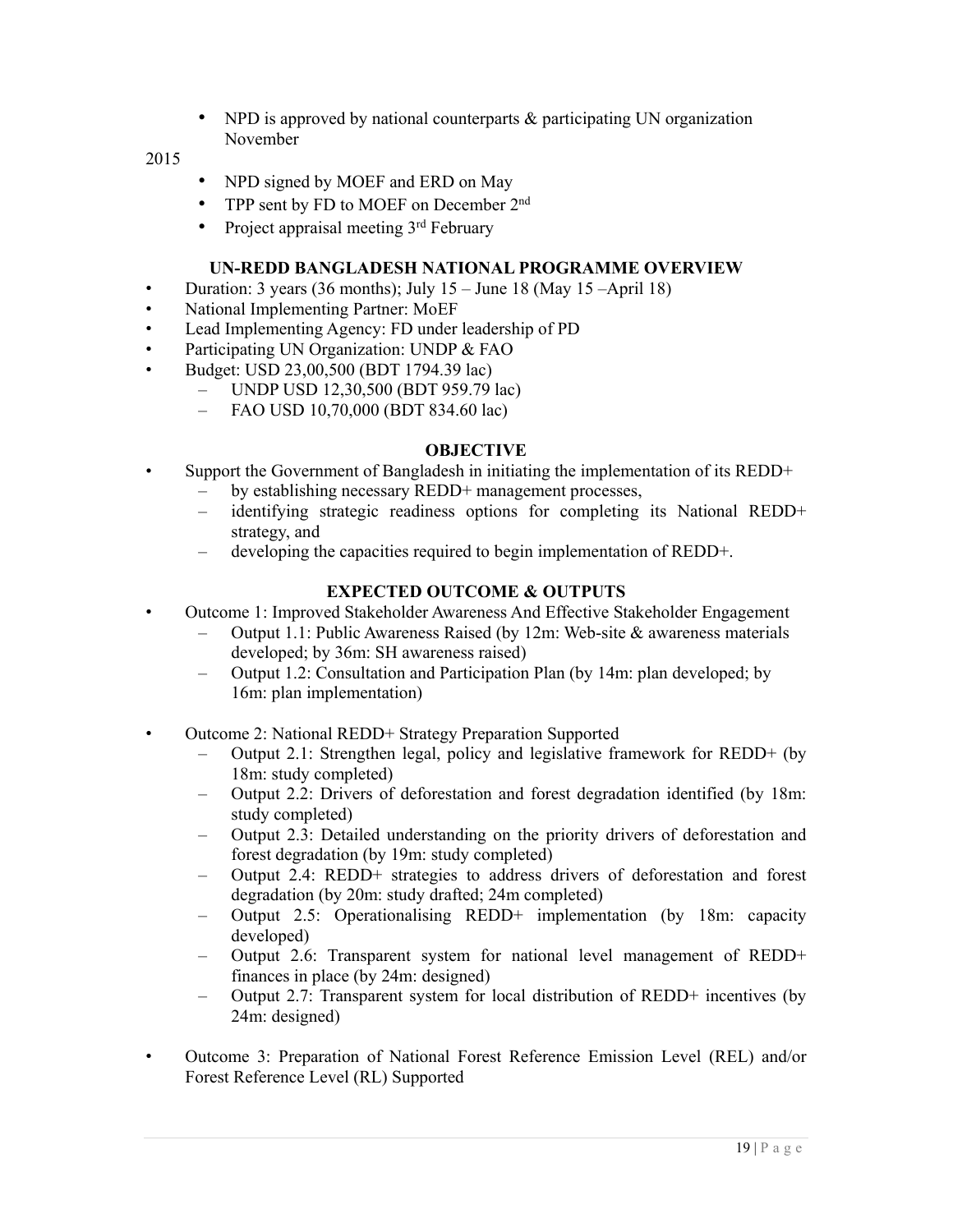- NPD is approved by national counterparts & participating UN organization November

2015

- NPD signed by MOEF and ERD on May
- TPP sent by FD to MOEF on December 2nd
- Project appraisal meeting 3rd February

**UN-REDD BANGLADESH NATIONAL PROGRAMME OVERVIEW**

- Duration: 3 years (36 months); July 15 – June 18 (May 15 –April 18)
- National Implementing Partner: MoEF
- Lead Implementing Agency: FD under leadership of PD
- Participating UN Organization: UNDP & FAO
- Budget: USD 23,00,500 (BDT 1794.39 lac)
  - UNDP USD 12,30,500 (BDT 959.79 lac)
  - FAO USD 10,70,000 (BDT 834.60 lac)

**OBJECTIVE**

- Support the Government of Bangladesh in initiating the implementation of its REDD+
  - by establishing necessary REDD+ management processes,
  - identifying strategic readiness options for completing its National REDD+ strategy, and
  - developing the capacities required to begin implementation of REDD+.

**EXPECTED OUTCOME & OUTPUTS**

- Outcome 1: Improved Stakeholder Awareness And Effective Stakeholder Engagement
  - Output 1.1: Public Awareness Raised (by 12m: Web-site & awareness materials developed; by 36m: SH awareness raised)
  - Output 1.2: Consultation and Participation Plan (by 14m: plan developed; by 16m: plan implementation)

- Outcome 2: National REDD+ Strategy Preparation Supported
  - Output 2.1: Strengthen legal, policy and legislative framework for REDD+ (by 18m: study completed)
  - Output 2.2: Drivers of deforestation and forest degradation identified (by 18m: study completed)
  - Output 2.3: Detailed understanding on the priority drivers of deforestation and forest degradation (by 19m: study completed)
  - Output 2.4: REDD+ strategies to address drivers of deforestation and forest degradation (by 20m: study drafted; 24m completed)
  - Output 2.5: Operationalising REDD+ implementation (by 18m: capacity developed)
  - Output 2.6: Transparent system for national level management of REDD+ finances in place (by 24m: designed)
  - Output 2.7: Transparent system for local distribution of REDD+ incentives (by 24m: designed)

- Outcome 3: Preparation of National Forest Reference Emission Level (REL) and/or Forest Reference Level (RL) Supported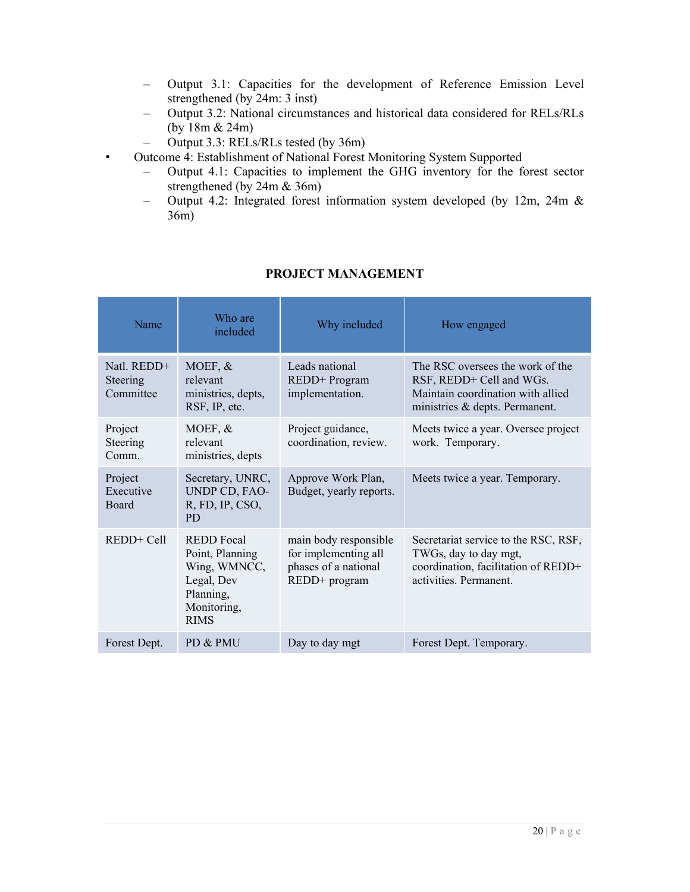- Output 3.1: Capacities for the development of Reference Emission Level strengthened (by 24m: 3 inst)
  - Output 3.2: National circumstances and historical data considered for RELs/RLs (by 18m & 24m)
  - Output 3.3: RELs/RLs tested (by 36m)
- Outcome 4: Establishment of National Forest Monitoring System Supported
  - Output 4.1: Capacities to implement the GHG inventory for the forest sector strengthened (by 24m & 36m)
  - Output 4.2: Integrated forest information system developed (by 12m, 24m & 36m)

**PROJECT MANAGEMENT**

| Name | Who are included | Why included | How engaged |
|---|---|---|---|
| Natl. REDD+ Steering Committee | MOEF, & relevant ministries, depts, RSF, IP, etc. | Leads national REDD+ Program implementation. | The RSC oversees the work of the RSF, REDD+ Cell and WGs. Maintain coordination with allied ministries & depts. Permanent. |
| Project Steering Comm. | MOEF, & relevant ministries, depts | Project guidance, coordination, review. | Meets twice a year. Oversee project work. Temporary. |
| Project Executive Board | Secretary, UNRC, UNDP CD, FAO-R, FD, IP, CSO, PD | Approve Work Plan, Budget, yearly reports. | Meets twice a year. Temporary. |
| REDD+ Cell | REDD Focal Point, Planning Wing, WMNCC, Legal, Dev Planning, Monitoring, RIMS | main body responsible for implementing all phases of a national REDD+ program | Secretariat service to the RSC, RSF, TWGs, day to day mgt, coordination, facilitation of REDD+ activities. Permanent. |
| Forest Dept. | PD & PMU | Day to day mgt | Forest Dept. Temporary. |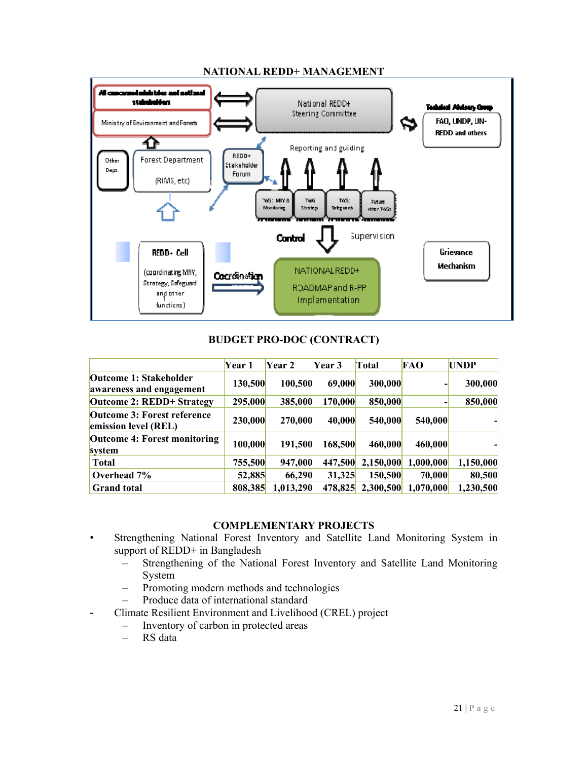**NATIONAL REDD+ MANAGEMENT**

**BUDGET PRO-DOC (CONTRACT)**

| | Year 1 | Year 2 | Year 3 | Total | FAO | UNDP |
|---|---|---|---|---|---|---|
| Outcome 1: Stakeholder awareness and engagement | 130,500 | 100,500 | 69,000 | 300,000 | - | 300,000 |
| Outcome 2: REDD+ Strategy | 295,000 | 385,000 | 170,000 | 850,000 | - | 850,000 |
| Outcome 3: Forest reference emission level (REL) | 230,000 | 270,000 | 40,000 | 540,000 | 540,000 | - |
| Outcome 4: Forest monitoring system | 100,000 | 191,500 | 168,500 | 460,000 | 460,000 | - |
| Total | 755,500 | 947,000 | 447,500 | 2,150,000 | 1,000,000 | 1,150,000 |
| Overhead 7% | 52,885 | 66,290 | 31,325 | 150,500 | 70,000 | 80,500 |
| Grand total | 808,385 | 1,013,290 | 478,825 | 2,300,500 | 1,070,000 | 1,230,500 |

**COMPLEMENTARY PROJECTS**

- Strengthening National Forest Inventory and Satellite Land Monitoring System in support of REDD+ in Bangladesh
  - Strengthening of the National Forest Inventory and Satellite Land Monitoring System
  - Promoting modern methods and technologies
  - Produce data of international standard
- Climate Resilient Environment and Livelihood (CREL) project
  - Inventory of carbon in protected areas
  - RS data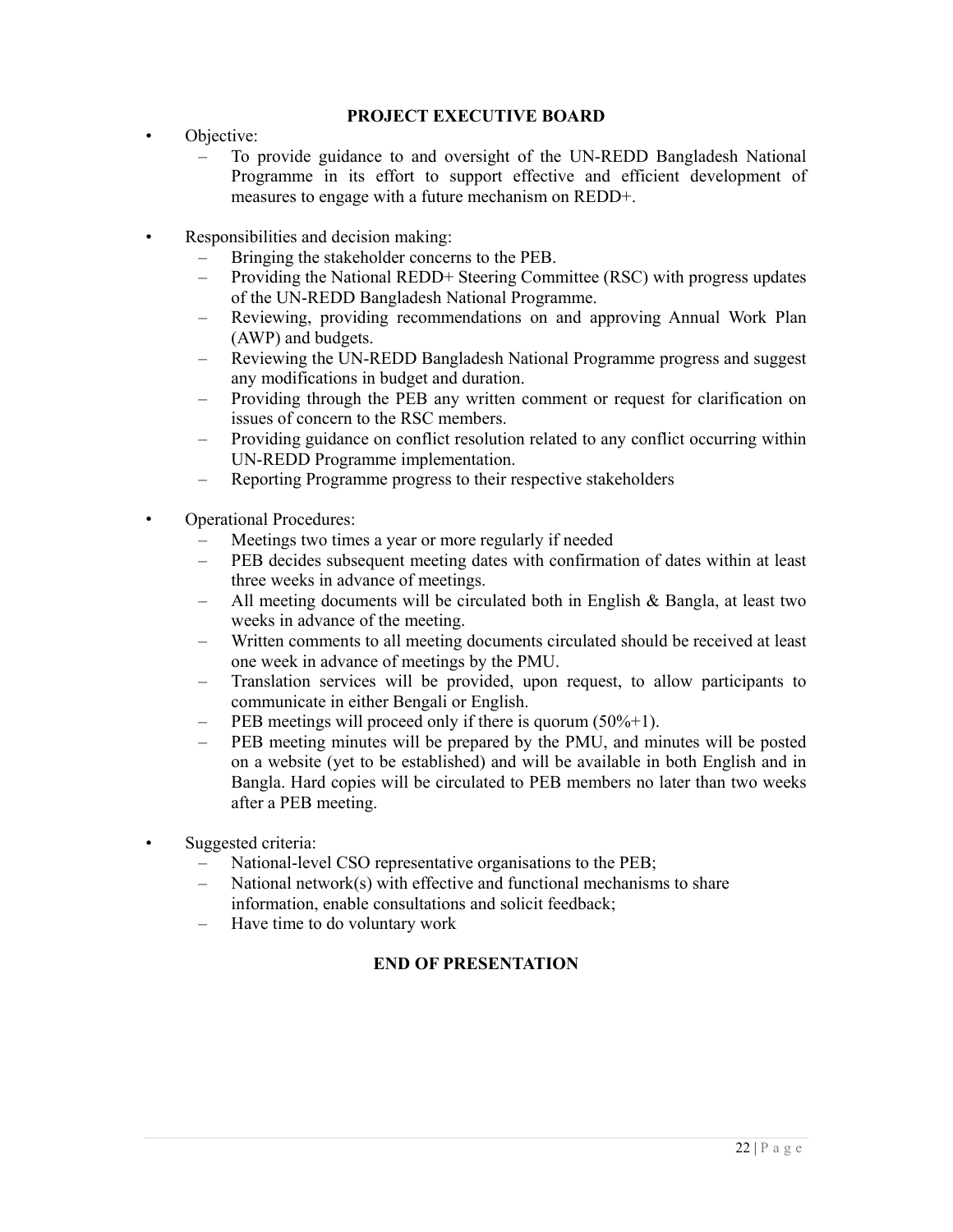## PROJECT EXECUTIVE BOARD

- Objective:
  - To provide guidance to and oversight of the UN-REDD Bangladesh National Programme in its effort to support effective and efficient development of measures to engage with a future mechanism on REDD+.

- Responsibilities and decision making:
  - Bringing the stakeholder concerns to the PEB.
  - Providing the National REDD+ Steering Committee (RSC) with progress updates of the UN-REDD Bangladesh National Programme.
  - Reviewing, providing recommendations on and approving Annual Work Plan (AWP) and budgets.
  - Reviewing the UN-REDD Bangladesh National Programme progress and suggest any modifications in budget and duration.
  - Providing through the PEB any written comment or request for clarification on issues of concern to the RSC members.
  - Providing guidance on conflict resolution related to any conflict occurring within UN-REDD Programme implementation.
  - Reporting Programme progress to their respective stakeholders

- Operational Procedures:
  - Meetings two times a year or more regularly if needed
  - PEB decides subsequent meeting dates with confirmation of dates within at least three weeks in advance of meetings.
  - All meeting documents will be circulated both in English & Bangla, at least two weeks in advance of the meeting.
  - Written comments to all meeting documents circulated should be received at least one week in advance of meetings by the PMU.
  - Translation services will be provided, upon request, to allow participants to communicate in either Bengali or English.
  - PEB meetings will proceed only if there is quorum (50%+1).
  - PEB meeting minutes will be prepared by the PMU, and minutes will be posted on a website (yet to be established) and will be available in both English and in Bangla. Hard copies will be circulated to PEB members no later than two weeks after a PEB meeting.

- Suggested criteria:
  - National-level CSO representative organisations to the PEB;
  - National network(s) with effective and functional mechanisms to share information, enable consultations and solicit feedback;
  - Have time to do voluntary work

**END OF PRESENTATION**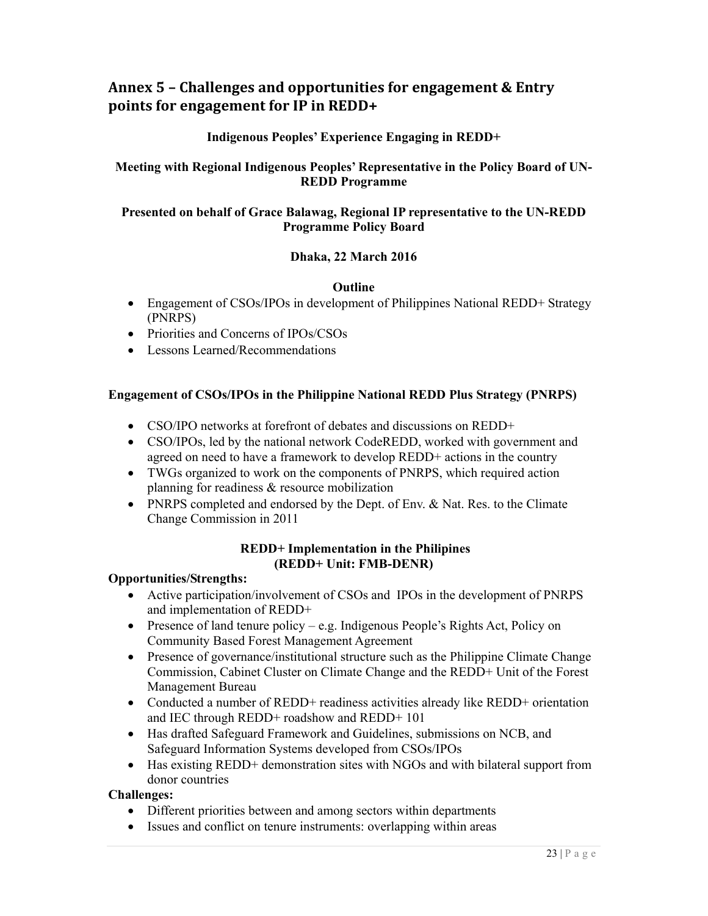## Annex 5 – Challenges and opportunities for engagement & Entry points for engagement for IP in REDD+

**Indigenous Peoples' Experience Engaging in REDD+**

**Meeting with Regional Indigenous Peoples' Representative in the Policy Board of UN-REDD Programme**

**Presented on behalf of Grace Balawag, Regional IP representative to the UN-REDD Programme Policy Board**

**Dhaka, 22 March 2016**

**Outline**

- Engagement of CSOs/IPOs in development of Philippines National REDD+ Strategy (PNRPS)
- Priorities and Concerns of IPOs/CSOs
- Lessons Learned/Recommendations

**Engagement of CSOs/IPOs in the Philippine National REDD Plus Strategy (PNRPS)**

- CSO/IPO networks at forefront of debates and discussions on REDD+
- CSO/IPOs, led by the national network CodeREDD, worked with government and agreed on need to have a framework to develop REDD+ actions in the country
- TWGs organized to work on the components of PNRPS, which required action planning for readiness & resource mobilization
- PNRPS completed and endorsed by the Dept. of Env. & Nat. Res. to the Climate Change Commission in 2011

**REDD+ Implementation in the Philipines**
**(REDD+ Unit: FMB-DENR)**

**Opportunities/Strengths:**

- Active participation/involvement of CSOs and IPOs in the development of PNRPS and implementation of REDD+
- Presence of land tenure policy – e.g. Indigenous People's Rights Act, Policy on Community Based Forest Management Agreement
- Presence of governance/institutional structure such as the Philippine Climate Change Commission, Cabinet Cluster on Climate Change and the REDD+ Unit of the Forest Management Bureau
- Conducted a number of REDD+ readiness activities already like REDD+ orientation and IEC through REDD+ roadshow and REDD+ 101
- Has drafted Safeguard Framework and Guidelines, submissions on NCB, and Safeguard Information Systems developed from CSOs/IPOs
- Has existing REDD+ demonstration sites with NGOs and with bilateral support from donor countries

**Challenges:**

- Different priorities between and among sectors within departments
- Issues and conflict on tenure instruments: overlapping within areas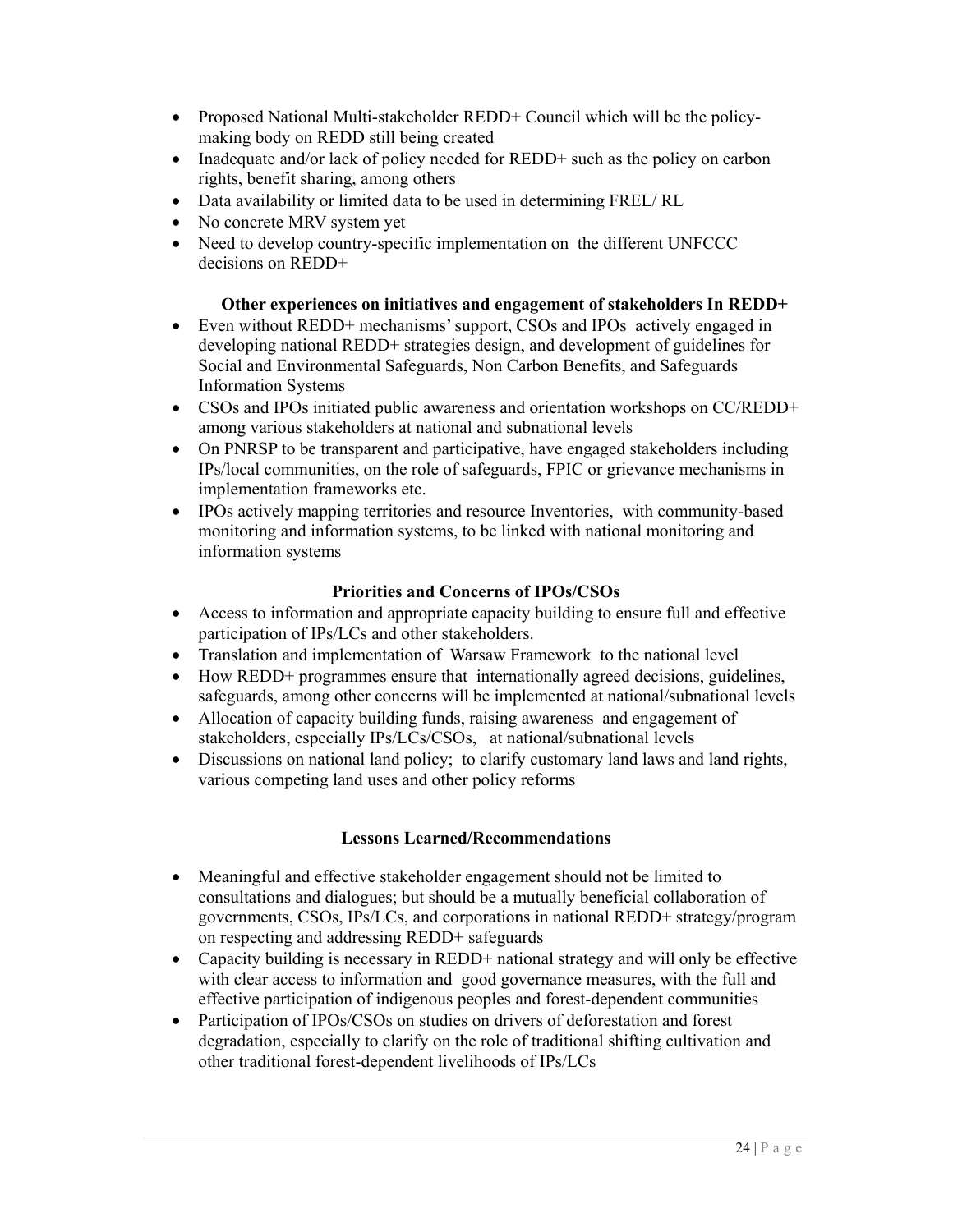- Proposed National Multi-stakeholder REDD+ Council which will be the policy-making body on REDD still being created
- Inadequate and/or lack of policy needed for REDD+ such as the policy on carbon rights, benefit sharing, among others
- Data availability or limited data to be used in determining FREL/ RL
- No concrete MRV system yet
- Need to develop country-specific implementation on the different UNFCCC decisions on REDD+

**Other experiences on initiatives and engagement of stakeholders In REDD+**

- Even without REDD+ mechanisms' support, CSOs and IPOs actively engaged in developing national REDD+ strategies design, and development of guidelines for Social and Environmental Safeguards, Non Carbon Benefits, and Safeguards Information Systems
- CSOs and IPOs initiated public awareness and orientation workshops on CC/REDD+ among various stakeholders at national and subnational levels
- On PNRSP to be transparent and participative, have engaged stakeholders including IPs/local communities, on the role of safeguards, FPIC or grievance mechanisms in implementation frameworks etc.
- IPOs actively mapping territories and resource Inventories, with community-based monitoring and information systems, to be linked with national monitoring and information systems

**Priorities and Concerns of IPOs/CSOs**

- Access to information and appropriate capacity building to ensure full and effective participation of IPs/LCs and other stakeholders.
- Translation and implementation of Warsaw Framework to the national level
- How REDD+ programmes ensure that internationally agreed decisions, guidelines, safeguards, among other concerns will be implemented at national/subnational levels
- Allocation of capacity building funds, raising awareness and engagement of stakeholders, especially IPs/LCs/CSOs, at national/subnational levels
- Discussions on national land policy; to clarify customary land laws and land rights, various competing land uses and other policy reforms

**Lessons Learned/Recommendations**

- Meaningful and effective stakeholder engagement should not be limited to consultations and dialogues; but should be a mutually beneficial collaboration of governments, CSOs, IPs/LCs, and corporations in national REDD+ strategy/program on respecting and addressing REDD+ safeguards
- Capacity building is necessary in REDD+ national strategy and will only be effective with clear access to information and good governance measures, with the full and effective participation of indigenous peoples and forest-dependent communities
- Participation of IPOs/CSOs on studies on drivers of deforestation and forest degradation, especially to clarify on the role of traditional shifting cultivation and other traditional forest-dependent livelihoods of IPs/LCs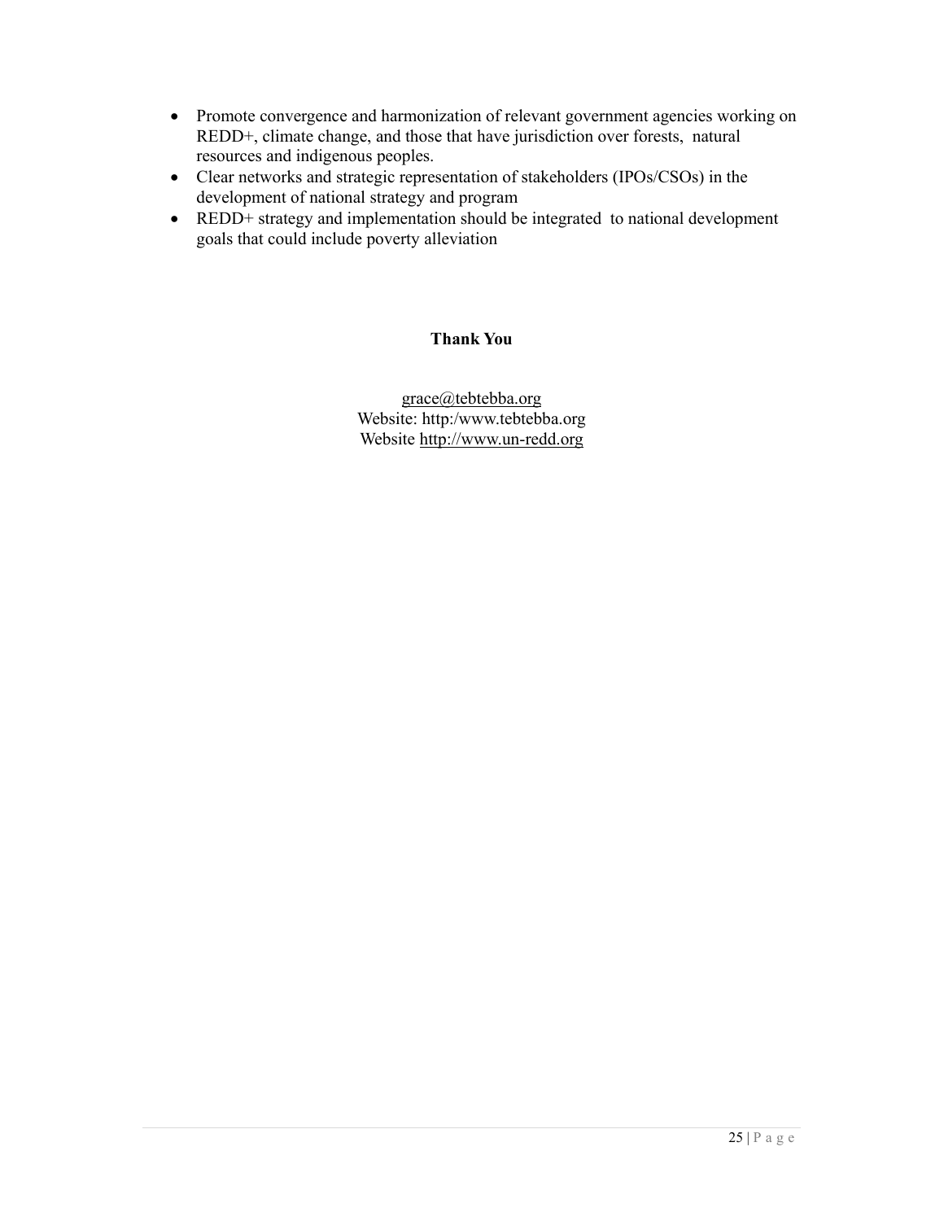- Promote convergence and harmonization of relevant government agencies working on REDD+, climate change, and those that have jurisdiction over forests, natural resources and indigenous peoples.
- Clear networks and strategic representation of stakeholders (IPOs/CSOs) in the development of national strategy and program
- REDD+ strategy and implementation should be integrated to national development goals that could include poverty alleviation

**Thank You**

grace@tebtebba.org
Website: http:/www.tebtebba.org
Website http://www.un-redd.org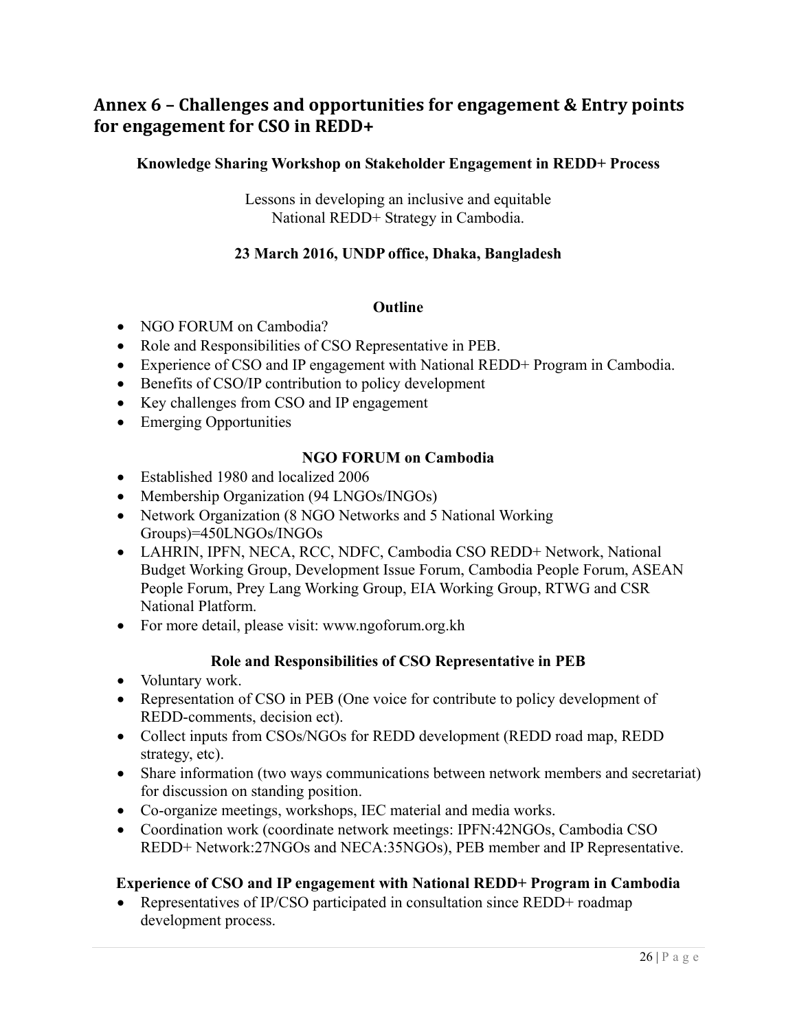## Annex 6 – Challenges and opportunities for engagement & Entry points for engagement for CSO in REDD+

**Knowledge Sharing Workshop on Stakeholder Engagement in REDD+ Process**

Lessons in developing an inclusive and equitable
National REDD+ Strategy in Cambodia.

**23 March 2016, UNDP office, Dhaka, Bangladesh**

**Outline**

- NGO FORUM on Cambodia?
- Role and Responsibilities of CSO Representative in PEB.
- Experience of CSO and IP engagement with National REDD+ Program in Cambodia.
- Benefits of CSO/IP contribution to policy development
- Key challenges from CSO and IP engagement
- Emerging Opportunities

**NGO FORUM on Cambodia**

- Established 1980 and localized 2006
- Membership Organization (94 LNGOs/INGOs)
- Network Organization (8 NGO Networks and 5 National Working Groups)=450LNGOs/INGOs
- LAHRIN, IPFN, NECA, RCC, NDFC, Cambodia CSO REDD+ Network, National Budget Working Group, Development Issue Forum, Cambodia People Forum, ASEAN People Forum, Prey Lang Working Group, EIA Working Group, RTWG and CSR National Platform.
- For more detail, please visit: www.ngoforum.org.kh

**Role and Responsibilities of CSO Representative in PEB**

- Voluntary work.
- Representation of CSO in PEB (One voice for contribute to policy development of REDD-comments, decision ect).
- Collect inputs from CSOs/NGOs for REDD development (REDD road map, REDD strategy, etc).
- Share information (two ways communications between network members and secretariat) for discussion on standing position.
- Co-organize meetings, workshops, IEC material and media works.
- Coordination work (coordinate network meetings: IPFN:42NGOs, Cambodia CSO REDD+ Network:27NGOs and NECA:35NGOs), PEB member and IP Representative.

**Experience of CSO and IP engagement with National REDD+ Program in Cambodia**

- Representatives of IP/CSO participated in consultation since REDD+ roadmap development process.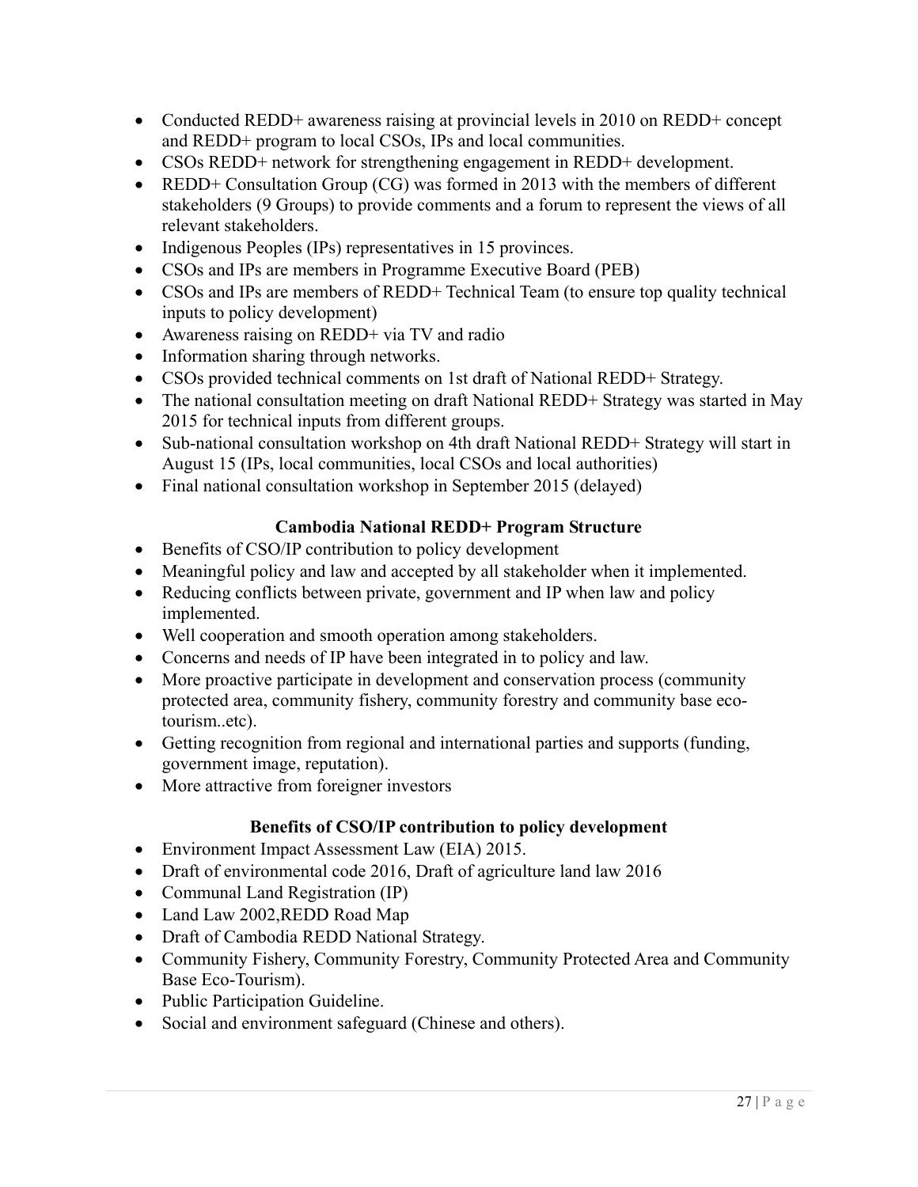- Conducted REDD+ awareness raising at provincial levels in 2010 on REDD+ concept and REDD+ program to local CSOs, IPs and local communities.
- CSOs REDD+ network for strengthening engagement in REDD+ development.
- REDD+ Consultation Group (CG) was formed in 2013 with the members of different stakeholders (9 Groups) to provide comments and a forum to represent the views of all relevant stakeholders.
- Indigenous Peoples (IPs) representatives in 15 provinces.
- CSOs and IPs are members in Programme Executive Board (PEB)
- CSOs and IPs are members of REDD+ Technical Team (to ensure top quality technical inputs to policy development)
- Awareness raising on REDD+ via TV and radio
- Information sharing through networks.
- CSOs provided technical comments on 1st draft of National REDD+ Strategy.
- The national consultation meeting on draft National REDD+ Strategy was started in May 2015 for technical inputs from different groups.
- Sub-national consultation workshop on 4th draft National REDD+ Strategy will start in August 15 (IPs, local communities, local CSOs and local authorities)
- Final national consultation workshop in September 2015 (delayed)

**Cambodia National REDD+ Program Structure**

- Benefits of CSO/IP contribution to policy development
- Meaningful policy and law and accepted by all stakeholder when it implemented.
- Reducing conflicts between private, government and IP when law and policy implemented.
- Well cooperation and smooth operation among stakeholders.
- Concerns and needs of IP have been integrated in to policy and law.
- More proactive participate in development and conservation process (community protected area, community fishery, community forestry and community base eco-tourism..etc).
- Getting recognition from regional and international parties and supports (funding, government image, reputation).
- More attractive from foreigner investors

**Benefits of CSO/IP contribution to policy development**

- Environment Impact Assessment Law (EIA) 2015.
- Draft of environmental code 2016, Draft of agriculture land law 2016
- Communal Land Registration (IP)
- Land Law 2002,REDD Road Map
- Draft of Cambodia REDD National Strategy.
- Community Fishery, Community Forestry, Community Protected Area and Community Base Eco-Tourism).
- Public Participation Guideline.
- Social and environment safeguard (Chinese and others).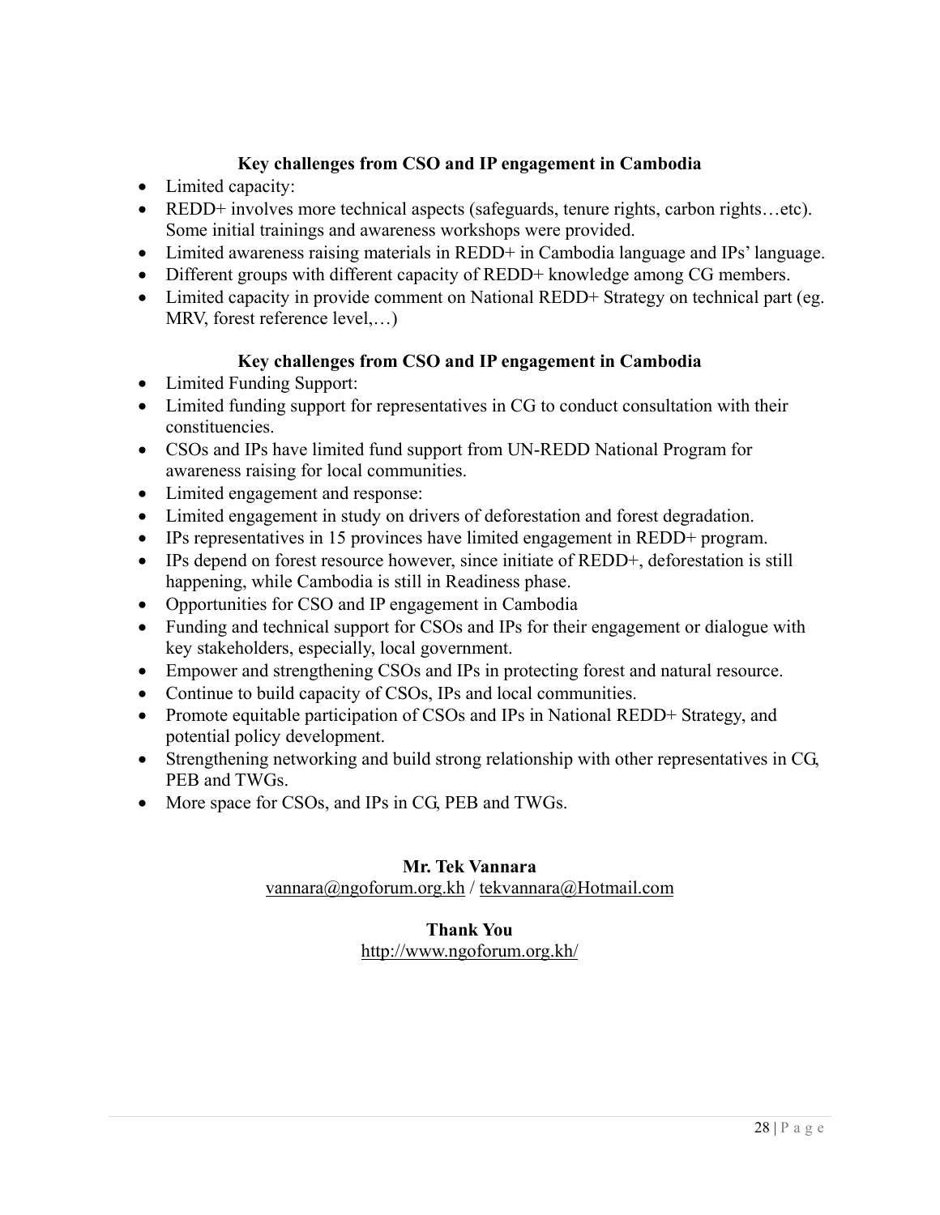**Key challenges from CSO and IP engagement in Cambodia**

- Limited capacity:
- REDD+ involves more technical aspects (safeguards, tenure rights, carbon rights…etc). Some initial trainings and awareness workshops were provided.
- Limited awareness raising materials in REDD+ in Cambodia language and IPs' language.
- Different groups with different capacity of REDD+ knowledge among CG members.
- Limited capacity in provide comment on National REDD+ Strategy on technical part (eg. MRV, forest reference level,…)

**Key challenges from CSO and IP engagement in Cambodia**

- Limited Funding Support:
- Limited funding support for representatives in CG to conduct consultation with their constituencies.
- CSOs and IPs have limited fund support from UN-REDD National Program for awareness raising for local communities.
- Limited engagement and response:
- Limited engagement in study on drivers of deforestation and forest degradation.
- IPs representatives in 15 provinces have limited engagement in REDD+ program.
- IPs depend on forest resource however, since initiate of REDD+, deforestation is still happening, while Cambodia is still in Readiness phase.
- Opportunities for CSO and IP engagement in Cambodia
- Funding and technical support for CSOs and IPs for their engagement or dialogue with key stakeholders, especially, local government.
- Empower and strengthening CSOs and IPs in protecting forest and natural resource.
- Continue to build capacity of CSOs, IPs and local communities.
- Promote equitable participation of CSOs and IPs in National REDD+ Strategy, and potential policy development.
- Strengthening networking and build strong relationship with other representatives in CG, PEB and TWGs.
- More space for CSOs, and IPs in CG, PEB and TWGs.

**Mr. Tek Vannara**
vannara@ngoforum.org.kh / tekvannara@Hotmail.com

**Thank You**
http://www.ngoforum.org.kh/